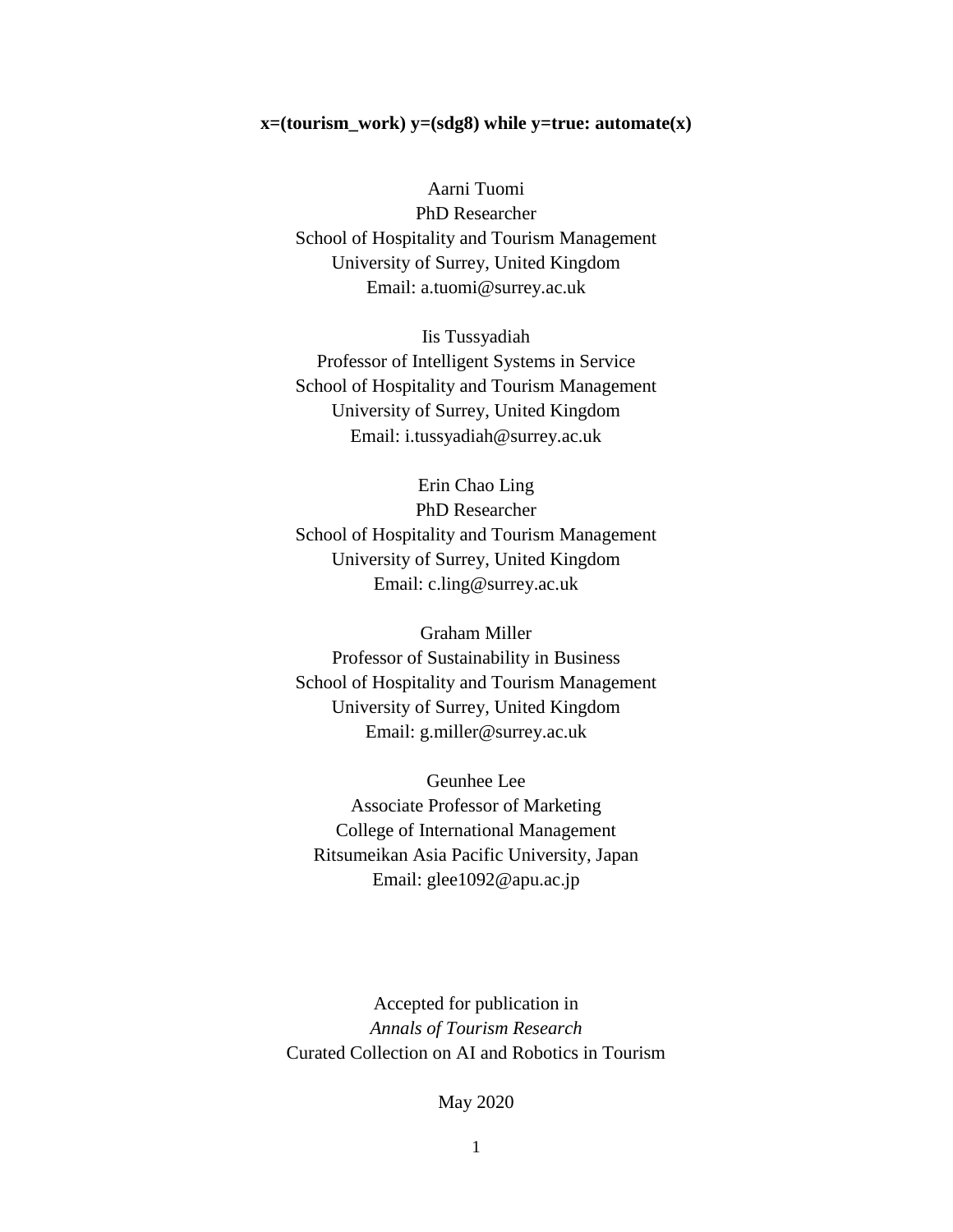**x=(tourism_work) y=(sdg8) while y=true: automate(x)**

Aarni Tuomi
PhD Researcher
School of Hospitality and Tourism Management
University of Surrey, United Kingdom
Email: a.tuomi@surrey.ac.uk

Iis Tussyadiah
Professor of Intelligent Systems in Service
School of Hospitality and Tourism Management
University of Surrey, United Kingdom
Email: i.tussyadiah@surrey.ac.uk

Erin Chao Ling
PhD Researcher
School of Hospitality and Tourism Management
University of Surrey, United Kingdom
Email: c.ling@surrey.ac.uk

Graham Miller
Professor of Sustainability in Business
School of Hospitality and Tourism Management
University of Surrey, United Kingdom
Email: g.miller@surrey.ac.uk

Geunhee Lee
Associate Professor of Marketing
College of International Management
Ritsumeikan Asia Pacific University, Japan
Email: glee1092@apu.ac.jp

Accepted for publication in
*Annals of Tourism Research*
Curated Collection on AI and Robotics in Tourism

May 2020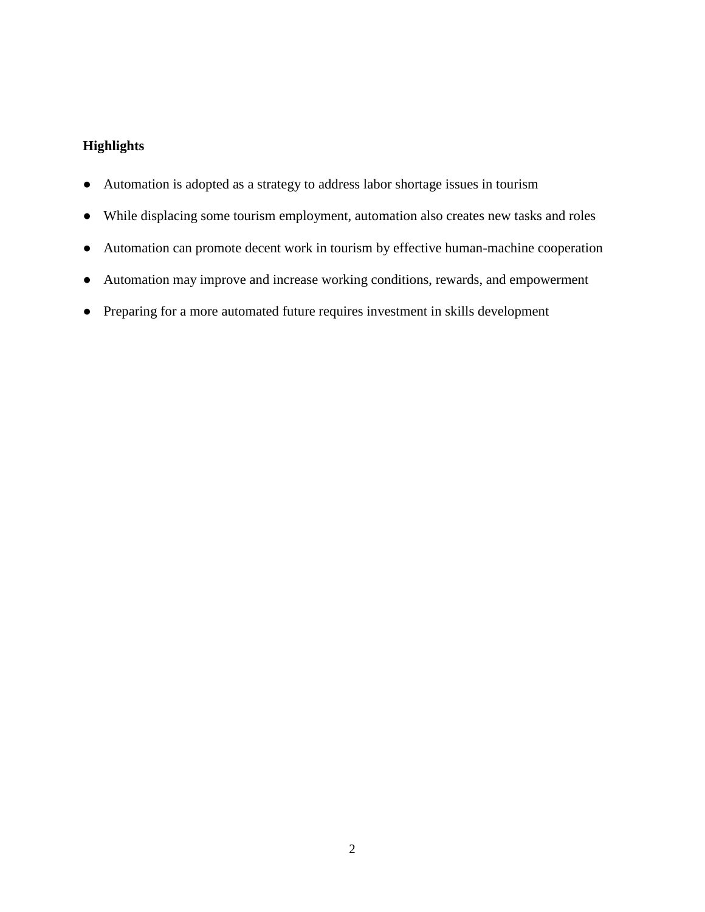**Highlights**

- Automation is adopted as a strategy to address labor shortage issues in tourism
- While displacing some tourism employment, automation also creates new tasks and roles
- Automation can promote decent work in tourism by effective human-machine cooperation
- Automation may improve and increase working conditions, rewards, and empowerment
- Preparing for a more automated future requires investment in skills development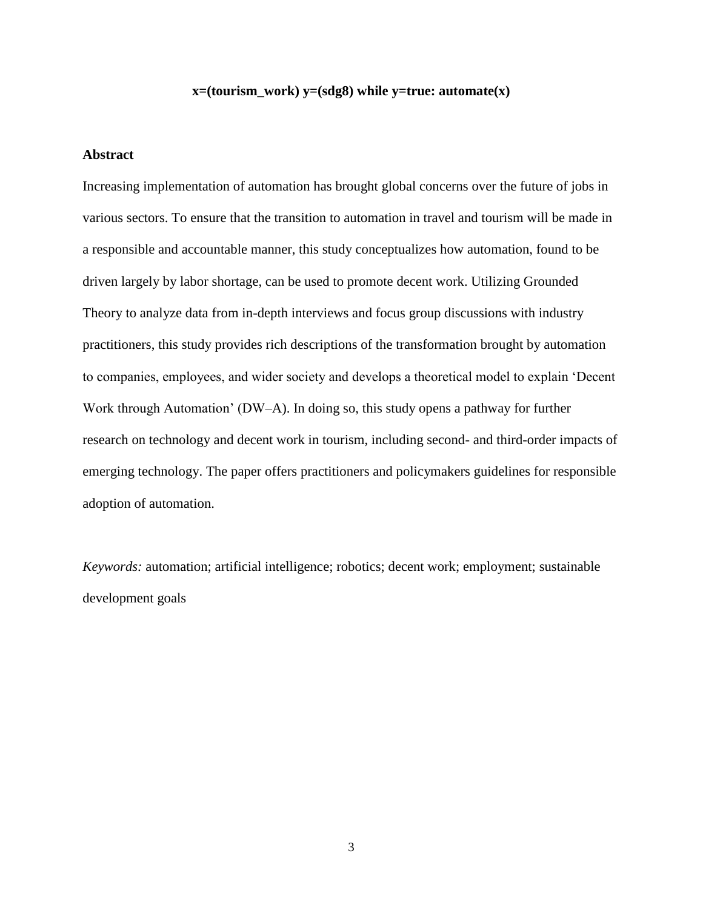**x=(tourism_work) y=(sdg8) while y=true: automate(x)**

## Abstract

Increasing implementation of automation has brought global concerns over the future of jobs in various sectors. To ensure that the transition to automation in travel and tourism will be made in a responsible and accountable manner, this study conceptualizes how automation, found to be driven largely by labor shortage, can be used to promote decent work. Utilizing Grounded Theory to analyze data from in-depth interviews and focus group discussions with industry practitioners, this study provides rich descriptions of the transformation brought by automation to companies, employees, and wider society and develops a theoretical model to explain 'Decent Work through Automation' (DW–A). In doing so, this study opens a pathway for further research on technology and decent work in tourism, including second- and third-order impacts of emerging technology. The paper offers practitioners and policymakers guidelines for responsible adoption of automation.

*Keywords:* automation; artificial intelligence; robotics; decent work; employment; sustainable development goals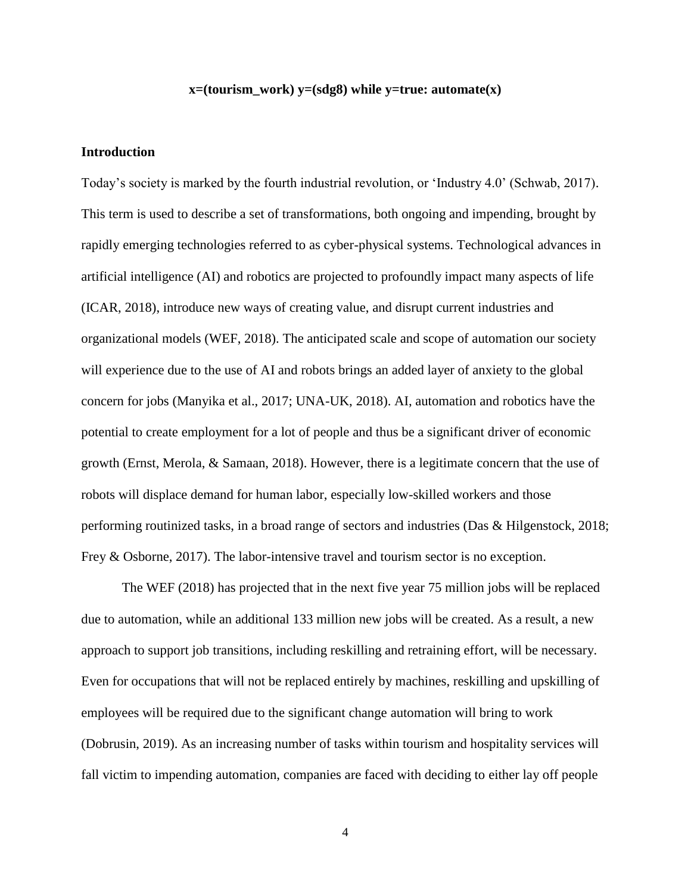**x=(tourism_work) y=(sdg8) while y=true: automate(x)**

## Introduction

Today's society is marked by the fourth industrial revolution, or 'Industry 4.0' (Schwab, 2017). This term is used to describe a set of transformations, both ongoing and impending, brought by rapidly emerging technologies referred to as cyber-physical systems. Technological advances in artificial intelligence (AI) and robotics are projected to profoundly impact many aspects of life (ICAR, 2018), introduce new ways of creating value, and disrupt current industries and organizational models (WEF, 2018). The anticipated scale and scope of automation our society will experience due to the use of AI and robots brings an added layer of anxiety to the global concern for jobs (Manyika et al., 2017; UNA-UK, 2018). AI, automation and robotics have the potential to create employment for a lot of people and thus be a significant driver of economic growth (Ernst, Merola, & Samaan, 2018). However, there is a legitimate concern that the use of robots will displace demand for human labor, especially low-skilled workers and those performing routinized tasks, in a broad range of sectors and industries (Das & Hilgenstock, 2018; Frey & Osborne, 2017). The labor-intensive travel and tourism sector is no exception.

The WEF (2018) has projected that in the next five year 75 million jobs will be replaced due to automation, while an additional 133 million new jobs will be created. As a result, a new approach to support job transitions, including reskilling and retraining effort, will be necessary. Even for occupations that will not be replaced entirely by machines, reskilling and upskilling of employees will be required due to the significant change automation will bring to work (Dobrusin, 2019). As an increasing number of tasks within tourism and hospitality services will fall victim to impending automation, companies are faced with deciding to either lay off people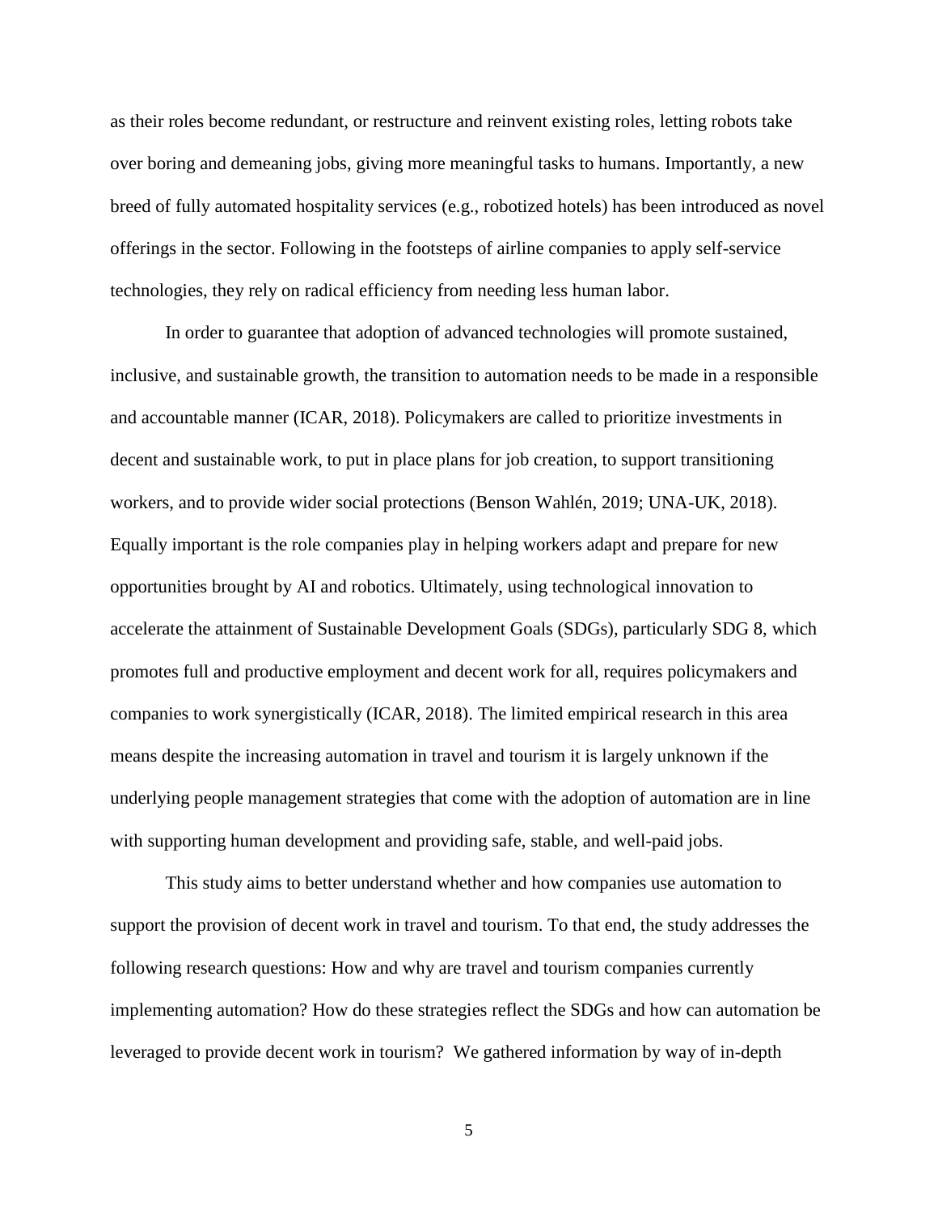as their roles become redundant, or restructure and reinvent existing roles, letting robots take over boring and demeaning jobs, giving more meaningful tasks to humans. Importantly, a new breed of fully automated hospitality services (e.g., robotized hotels) has been introduced as novel offerings in the sector. Following in the footsteps of airline companies to apply self-service technologies, they rely on radical efficiency from needing less human labor.

In order to guarantee that adoption of advanced technologies will promote sustained, inclusive, and sustainable growth, the transition to automation needs to be made in a responsible and accountable manner (ICAR, 2018). Policymakers are called to prioritize investments in decent and sustainable work, to put in place plans for job creation, to support transitioning workers, and to provide wider social protections (Benson Wahlén, 2019; UNA-UK, 2018). Equally important is the role companies play in helping workers adapt and prepare for new opportunities brought by AI and robotics. Ultimately, using technological innovation to accelerate the attainment of Sustainable Development Goals (SDGs), particularly SDG 8, which promotes full and productive employment and decent work for all, requires policymakers and companies to work synergistically (ICAR, 2018). The limited empirical research in this area means despite the increasing automation in travel and tourism it is largely unknown if the underlying people management strategies that come with the adoption of automation are in line with supporting human development and providing safe, stable, and well-paid jobs.

This study aims to better understand whether and how companies use automation to support the provision of decent work in travel and tourism. To that end, the study addresses the following research questions: How and why are travel and tourism companies currently implementing automation? How do these strategies reflect the SDGs and how can automation be leveraged to provide decent work in tourism? We gathered information by way of in-depth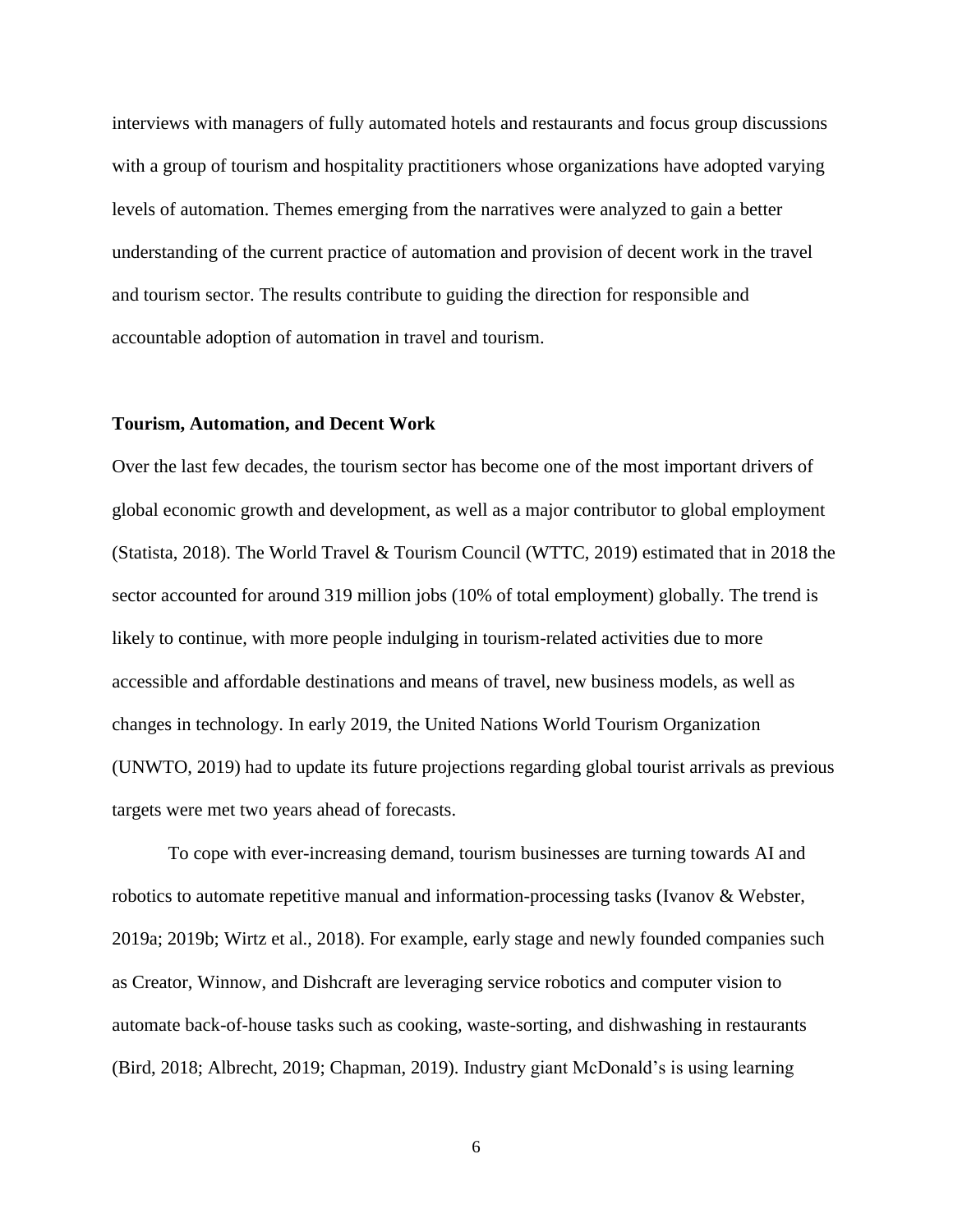interviews with managers of fully automated hotels and restaurants and focus group discussions with a group of tourism and hospitality practitioners whose organizations have adopted varying levels of automation. Themes emerging from the narratives were analyzed to gain a better understanding of the current practice of automation and provision of decent work in the travel and tourism sector. The results contribute to guiding the direction for responsible and accountable adoption of automation in travel and tourism.

## Tourism, Automation, and Decent Work

Over the last few decades, the tourism sector has become one of the most important drivers of global economic growth and development, as well as a major contributor to global employment (Statista, 2018). The World Travel & Tourism Council (WTTC, 2019) estimated that in 2018 the sector accounted for around 319 million jobs (10% of total employment) globally. The trend is likely to continue, with more people indulging in tourism-related activities due to more accessible and affordable destinations and means of travel, new business models, as well as changes in technology. In early 2019, the United Nations World Tourism Organization (UNWTO, 2019) had to update its future projections regarding global tourist arrivals as previous targets were met two years ahead of forecasts.

To cope with ever-increasing demand, tourism businesses are turning towards AI and robotics to automate repetitive manual and information-processing tasks (Ivanov & Webster, 2019a; 2019b; Wirtz et al., 2018). For example, early stage and newly founded companies such as Creator, Winnow, and Dishcraft are leveraging service robotics and computer vision to automate back-of-house tasks such as cooking, waste-sorting, and dishwashing in restaurants (Bird, 2018; Albrecht, 2019; Chapman, 2019). Industry giant McDonald's is using learning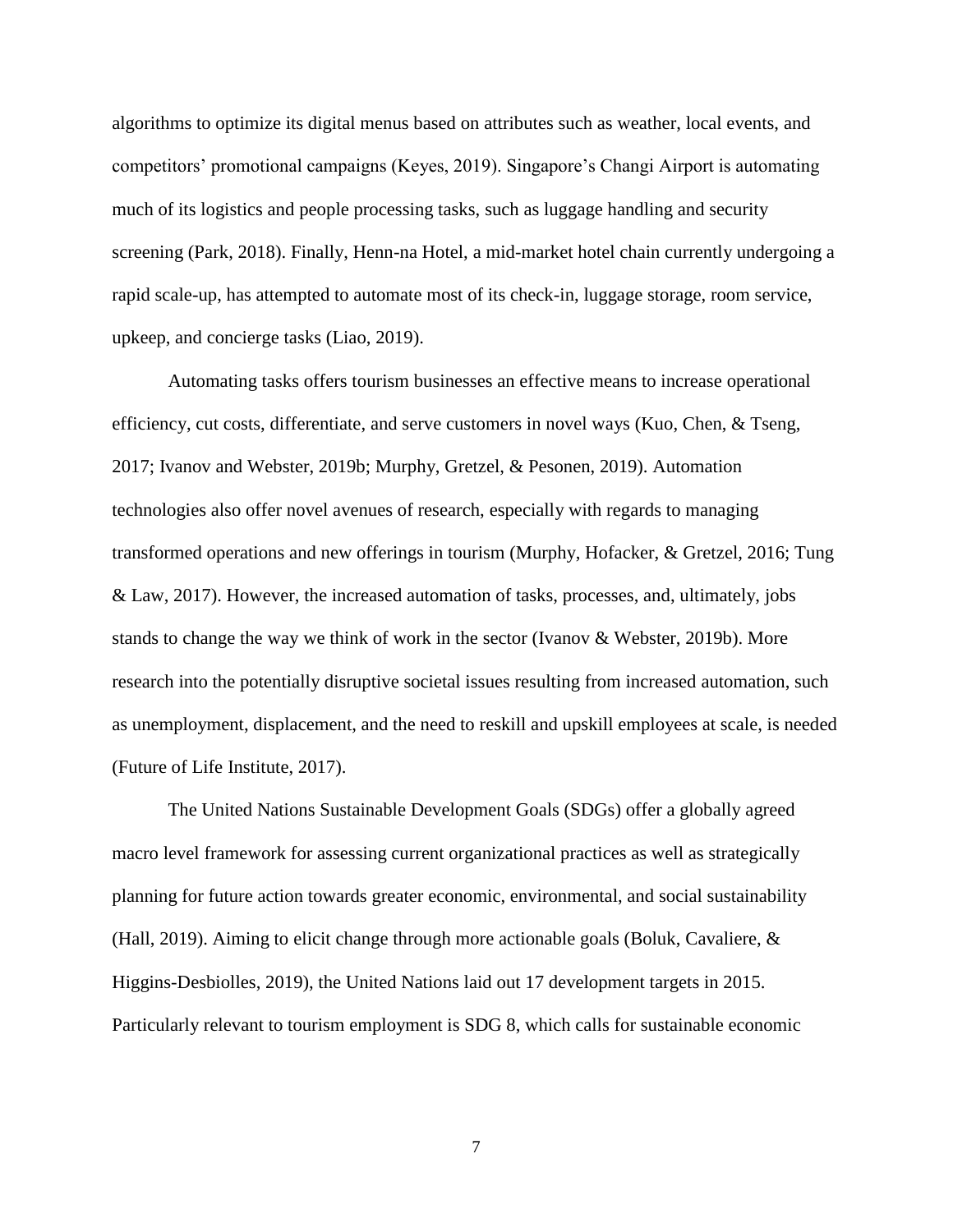algorithms to optimize its digital menus based on attributes such as weather, local events, and competitors' promotional campaigns (Keyes, 2019). Singapore's Changi Airport is automating much of its logistics and people processing tasks, such as luggage handling and security screening (Park, 2018). Finally, Henn-na Hotel, a mid-market hotel chain currently undergoing a rapid scale-up, has attempted to automate most of its check-in, luggage storage, room service, upkeep, and concierge tasks (Liao, 2019).

Automating tasks offers tourism businesses an effective means to increase operational efficiency, cut costs, differentiate, and serve customers in novel ways (Kuo, Chen, & Tseng, 2017; Ivanov and Webster, 2019b; Murphy, Gretzel, & Pesonen, 2019). Automation technologies also offer novel avenues of research, especially with regards to managing transformed operations and new offerings in tourism (Murphy, Hofacker, & Gretzel, 2016; Tung & Law, 2017). However, the increased automation of tasks, processes, and, ultimately, jobs stands to change the way we think of work in the sector (Ivanov & Webster, 2019b). More research into the potentially disruptive societal issues resulting from increased automation, such as unemployment, displacement, and the need to reskill and upskill employees at scale, is needed (Future of Life Institute, 2017).

The United Nations Sustainable Development Goals (SDGs) offer a globally agreed macro level framework for assessing current organizational practices as well as strategically planning for future action towards greater economic, environmental, and social sustainability (Hall, 2019). Aiming to elicit change through more actionable goals (Boluk, Cavaliere, & Higgins-Desbiolles, 2019), the United Nations laid out 17 development targets in 2015. Particularly relevant to tourism employment is SDG 8, which calls for sustainable economic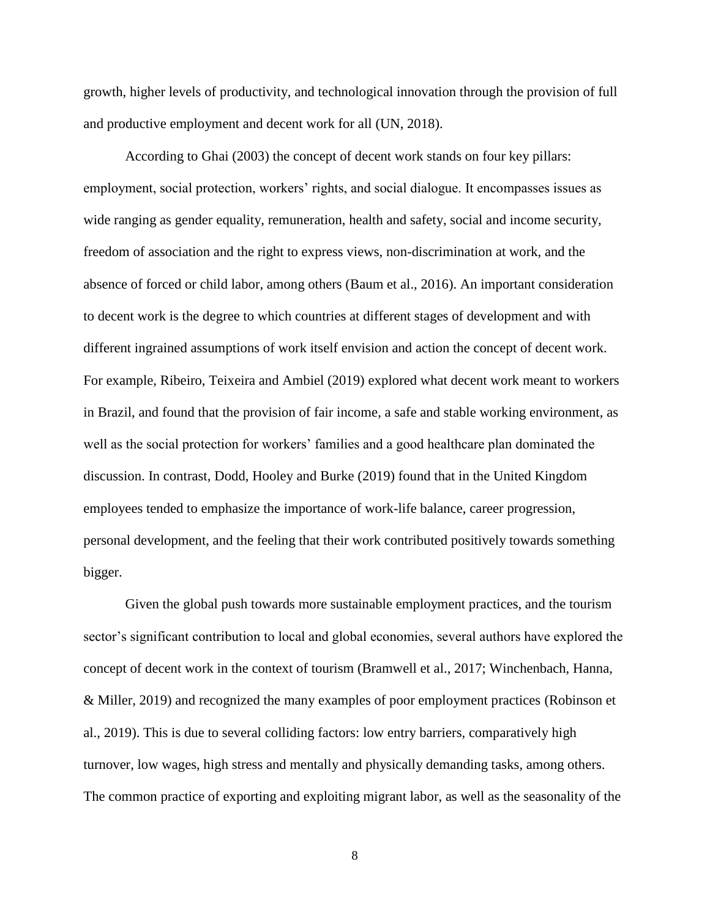growth, higher levels of productivity, and technological innovation through the provision of full and productive employment and decent work for all (UN, 2018).

According to Ghai (2003) the concept of decent work stands on four key pillars: employment, social protection, workers' rights, and social dialogue. It encompasses issues as wide ranging as gender equality, remuneration, health and safety, social and income security, freedom of association and the right to express views, non-discrimination at work, and the absence of forced or child labor, among others (Baum et al., 2016). An important consideration to decent work is the degree to which countries at different stages of development and with different ingrained assumptions of work itself envision and action the concept of decent work. For example, Ribeiro, Teixeira and Ambiel (2019) explored what decent work meant to workers in Brazil, and found that the provision of fair income, a safe and stable working environment, as well as the social protection for workers' families and a good healthcare plan dominated the discussion. In contrast, Dodd, Hooley and Burke (2019) found that in the United Kingdom employees tended to emphasize the importance of work-life balance, career progression, personal development, and the feeling that their work contributed positively towards something bigger.

Given the global push towards more sustainable employment practices, and the tourism sector's significant contribution to local and global economies, several authors have explored the concept of decent work in the context of tourism (Bramwell et al., 2017; Winchenbach, Hanna, & Miller, 2019) and recognized the many examples of poor employment practices (Robinson et al., 2019). This is due to several colliding factors: low entry barriers, comparatively high turnover, low wages, high stress and mentally and physically demanding tasks, among others. The common practice of exporting and exploiting migrant labor, as well as the seasonality of the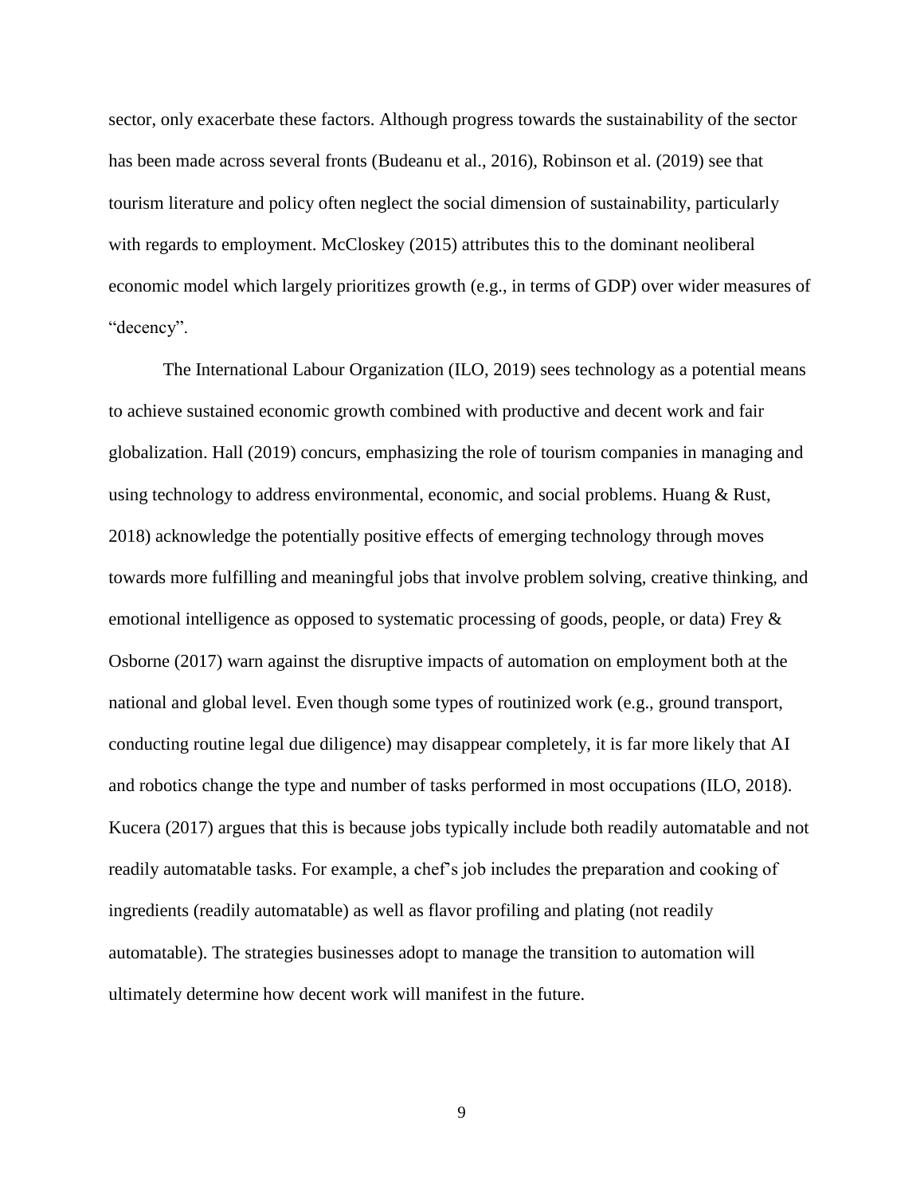sector, only exacerbate these factors. Although progress towards the sustainability of the sector has been made across several fronts (Budeanu et al., 2016), Robinson et al. (2019) see that tourism literature and policy often neglect the social dimension of sustainability, particularly with regards to employment. McCloskey (2015) attributes this to the dominant neoliberal economic model which largely prioritizes growth (e.g., in terms of GDP) over wider measures of "decency".

The International Labour Organization (ILO, 2019) sees technology as a potential means to achieve sustained economic growth combined with productive and decent work and fair globalization. Hall (2019) concurs, emphasizing the role of tourism companies in managing and using technology to address environmental, economic, and social problems. Huang & Rust, 2018) acknowledge the potentially positive effects of emerging technology through moves towards more fulfilling and meaningful jobs that involve problem solving, creative thinking, and emotional intelligence as opposed to systematic processing of goods, people, or data) Frey & Osborne (2017) warn against the disruptive impacts of automation on employment both at the national and global level. Even though some types of routinized work (e.g., ground transport, conducting routine legal due diligence) may disappear completely, it is far more likely that AI and robotics change the type and number of tasks performed in most occupations (ILO, 2018). Kucera (2017) argues that this is because jobs typically include both readily automatable and not readily automatable tasks. For example, a chef's job includes the preparation and cooking of ingredients (readily automatable) as well as flavor profiling and plating (not readily automatable). The strategies businesses adopt to manage the transition to automation will ultimately determine how decent work will manifest in the future.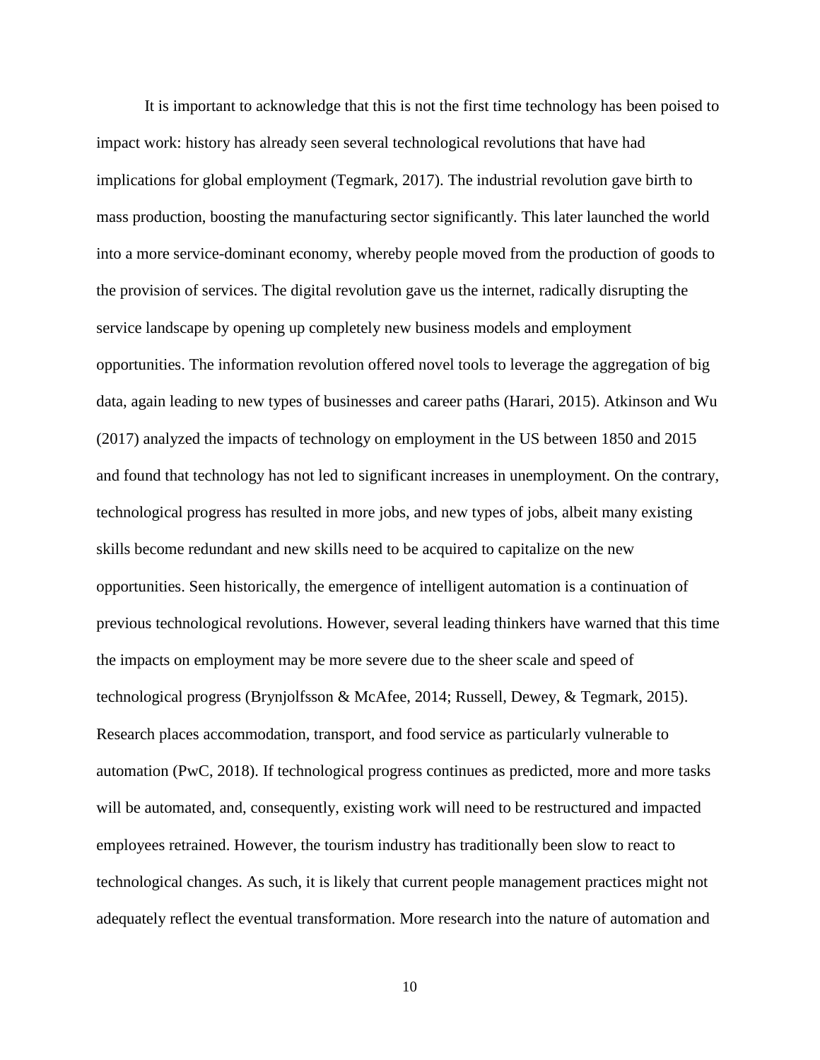It is important to acknowledge that this is not the first time technology has been poised to impact work: history has already seen several technological revolutions that have had implications for global employment (Tegmark, 2017). The industrial revolution gave birth to mass production, boosting the manufacturing sector significantly. This later launched the world into a more service-dominant economy, whereby people moved from the production of goods to the provision of services. The digital revolution gave us the internet, radically disrupting the service landscape by opening up completely new business models and employment opportunities. The information revolution offered novel tools to leverage the aggregation of big data, again leading to new types of businesses and career paths (Harari, 2015). Atkinson and Wu (2017) analyzed the impacts of technology on employment in the US between 1850 and 2015 and found that technology has not led to significant increases in unemployment. On the contrary, technological progress has resulted in more jobs, and new types of jobs, albeit many existing skills become redundant and new skills need to be acquired to capitalize on the new opportunities. Seen historically, the emergence of intelligent automation is a continuation of previous technological revolutions. However, several leading thinkers have warned that this time the impacts on employment may be more severe due to the sheer scale and speed of technological progress (Brynjolfsson & McAfee, 2014; Russell, Dewey, & Tegmark, 2015). Research places accommodation, transport, and food service as particularly vulnerable to automation (PwC, 2018). If technological progress continues as predicted, more and more tasks will be automated, and, consequently, existing work will need to be restructured and impacted employees retrained. However, the tourism industry has traditionally been slow to react to technological changes. As such, it is likely that current people management practices might not adequately reflect the eventual transformation. More research into the nature of automation and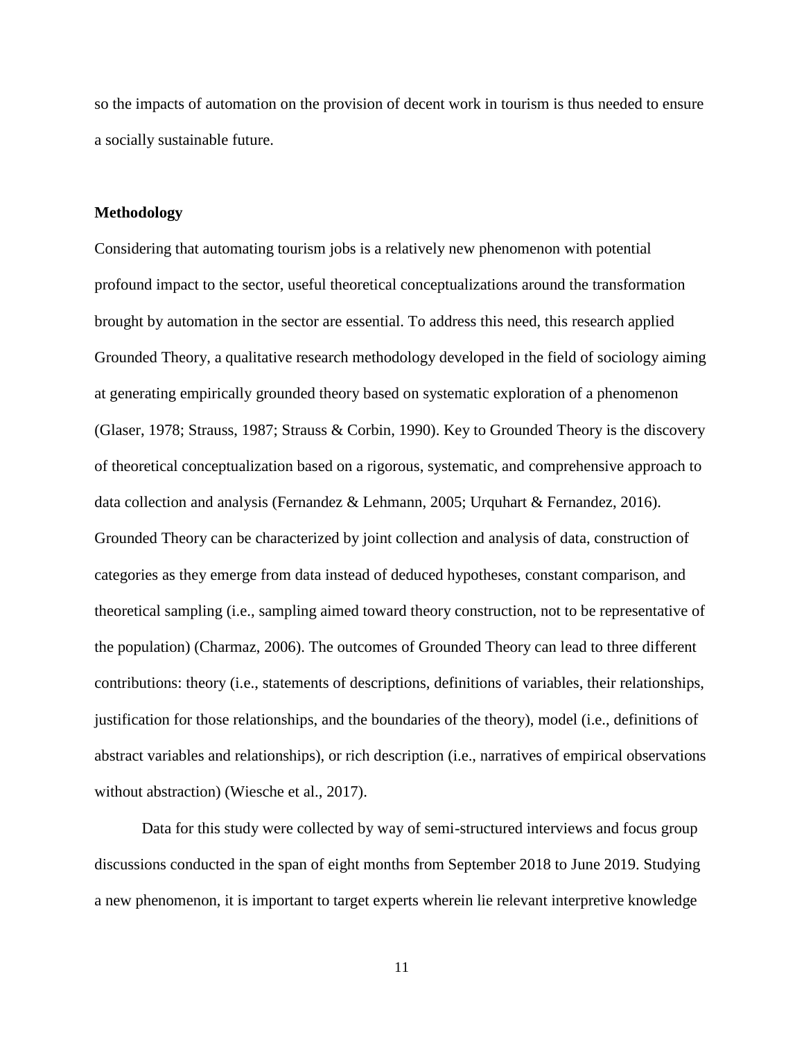so the impacts of automation on the provision of decent work in tourism is thus needed to ensure a socially sustainable future.

## Methodology

Considering that automating tourism jobs is a relatively new phenomenon with potential profound impact to the sector, useful theoretical conceptualizations around the transformation brought by automation in the sector are essential. To address this need, this research applied Grounded Theory, a qualitative research methodology developed in the field of sociology aiming at generating empirically grounded theory based on systematic exploration of a phenomenon (Glaser, 1978; Strauss, 1987; Strauss & Corbin, 1990). Key to Grounded Theory is the discovery of theoretical conceptualization based on a rigorous, systematic, and comprehensive approach to data collection and analysis (Fernandez & Lehmann, 2005; Urquhart & Fernandez, 2016). Grounded Theory can be characterized by joint collection and analysis of data, construction of categories as they emerge from data instead of deduced hypotheses, constant comparison, and theoretical sampling (i.e., sampling aimed toward theory construction, not to be representative of the population) (Charmaz, 2006). The outcomes of Grounded Theory can lead to three different contributions: theory (i.e., statements of descriptions, definitions of variables, their relationships, justification for those relationships, and the boundaries of the theory), model (i.e., definitions of abstract variables and relationships), or rich description (i.e., narratives of empirical observations without abstraction) (Wiesche et al., 2017).

Data for this study were collected by way of semi-structured interviews and focus group discussions conducted in the span of eight months from September 2018 to June 2019. Studying a new phenomenon, it is important to target experts wherein lie relevant interpretive knowledge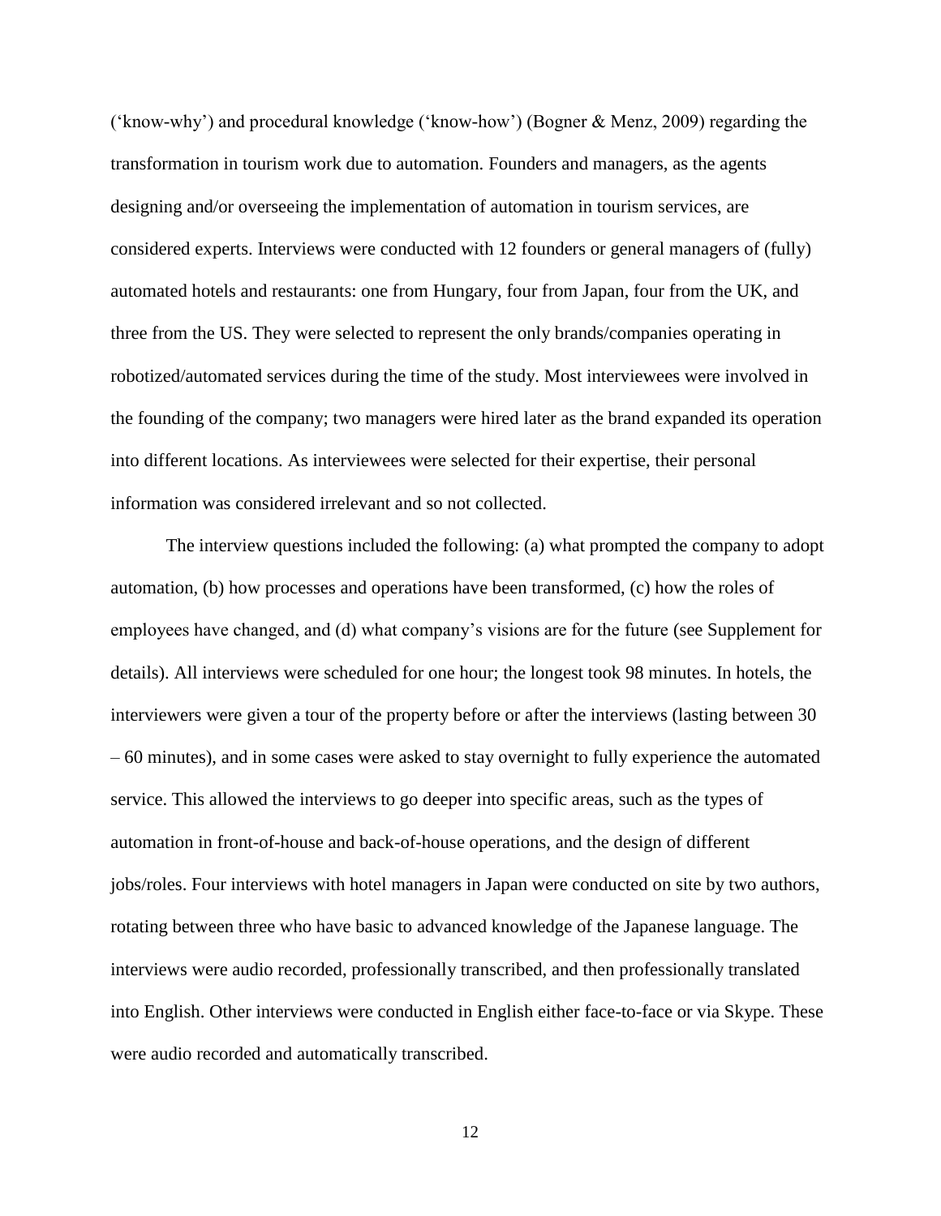('know-why') and procedural knowledge ('know-how') (Bogner & Menz, 2009) regarding the transformation in tourism work due to automation. Founders and managers, as the agents designing and/or overseeing the implementation of automation in tourism services, are considered experts. Interviews were conducted with 12 founders or general managers of (fully) automated hotels and restaurants: one from Hungary, four from Japan, four from the UK, and three from the US. They were selected to represent the only brands/companies operating in robotized/automated services during the time of the study. Most interviewees were involved in the founding of the company; two managers were hired later as the brand expanded its operation into different locations. As interviewees were selected for their expertise, their personal information was considered irrelevant and so not collected.

The interview questions included the following: (a) what prompted the company to adopt automation, (b) how processes and operations have been transformed, (c) how the roles of employees have changed, and (d) what company's visions are for the future (see Supplement for details). All interviews were scheduled for one hour; the longest took 98 minutes. In hotels, the interviewers were given a tour of the property before or after the interviews (lasting between 30 – 60 minutes), and in some cases were asked to stay overnight to fully experience the automated service. This allowed the interviews to go deeper into specific areas, such as the types of automation in front-of-house and back-of-house operations, and the design of different jobs/roles. Four interviews with hotel managers in Japan were conducted on site by two authors, rotating between three who have basic to advanced knowledge of the Japanese language. The interviews were audio recorded, professionally transcribed, and then professionally translated into English. Other interviews were conducted in English either face-to-face or via Skype. These were audio recorded and automatically transcribed.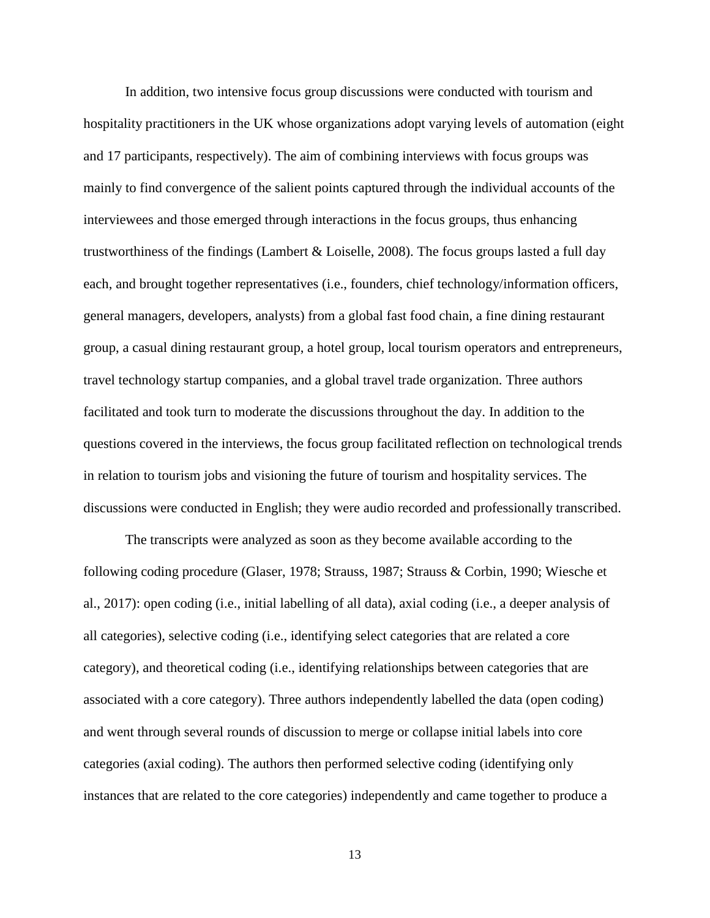In addition, two intensive focus group discussions were conducted with tourism and hospitality practitioners in the UK whose organizations adopt varying levels of automation (eight and 17 participants, respectively). The aim of combining interviews with focus groups was mainly to find convergence of the salient points captured through the individual accounts of the interviewees and those emerged through interactions in the focus groups, thus enhancing trustworthiness of the findings (Lambert & Loiselle, 2008). The focus groups lasted a full day each, and brought together representatives (i.e., founders, chief technology/information officers, general managers, developers, analysts) from a global fast food chain, a fine dining restaurant group, a casual dining restaurant group, a hotel group, local tourism operators and entrepreneurs, travel technology startup companies, and a global travel trade organization. Three authors facilitated and took turn to moderate the discussions throughout the day. In addition to the questions covered in the interviews, the focus group facilitated reflection on technological trends in relation to tourism jobs and visioning the future of tourism and hospitality services. The discussions were conducted in English; they were audio recorded and professionally transcribed.

The transcripts were analyzed as soon as they become available according to the following coding procedure (Glaser, 1978; Strauss, 1987; Strauss & Corbin, 1990; Wiesche et al., 2017): open coding (i.e., initial labelling of all data), axial coding (i.e., a deeper analysis of all categories), selective coding (i.e., identifying select categories that are related a core category), and theoretical coding (i.e., identifying relationships between categories that are associated with a core category). Three authors independently labelled the data (open coding) and went through several rounds of discussion to merge or collapse initial labels into core categories (axial coding). The authors then performed selective coding (identifying only instances that are related to the core categories) independently and came together to produce a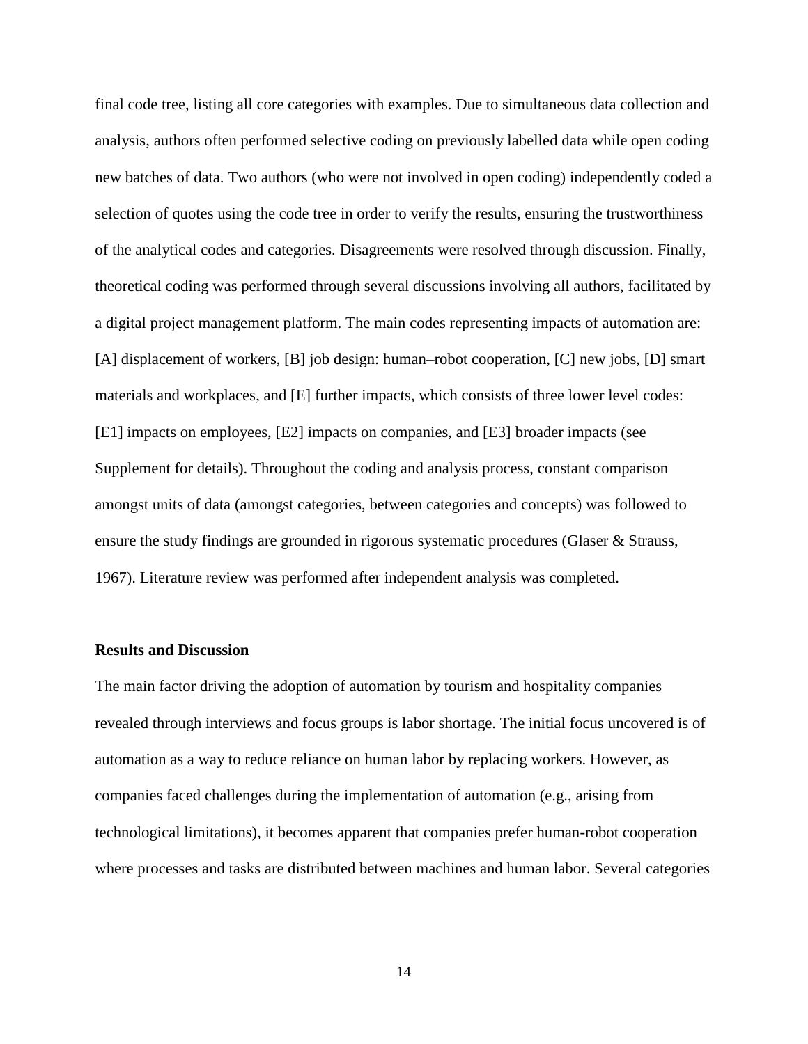final code tree, listing all core categories with examples. Due to simultaneous data collection and analysis, authors often performed selective coding on previously labelled data while open coding new batches of data. Two authors (who were not involved in open coding) independently coded a selection of quotes using the code tree in order to verify the results, ensuring the trustworthiness of the analytical codes and categories. Disagreements were resolved through discussion. Finally, theoretical coding was performed through several discussions involving all authors, facilitated by a digital project management platform. The main codes representing impacts of automation are: [A] displacement of workers, [B] job design: human–robot cooperation, [C] new jobs, [D] smart materials and workplaces, and [E] further impacts, which consists of three lower level codes: [E1] impacts on employees, [E2] impacts on companies, and [E3] broader impacts (see Supplement for details). Throughout the coding and analysis process, constant comparison amongst units of data (amongst categories, between categories and concepts) was followed to ensure the study findings are grounded in rigorous systematic procedures (Glaser & Strauss, 1967). Literature review was performed after independent analysis was completed.

**Results and Discussion**

The main factor driving the adoption of automation by tourism and hospitality companies revealed through interviews and focus groups is labor shortage. The initial focus uncovered is of automation as a way to reduce reliance on human labor by replacing workers. However, as companies faced challenges during the implementation of automation (e.g., arising from technological limitations), it becomes apparent that companies prefer human-robot cooperation where processes and tasks are distributed between machines and human labor. Several categories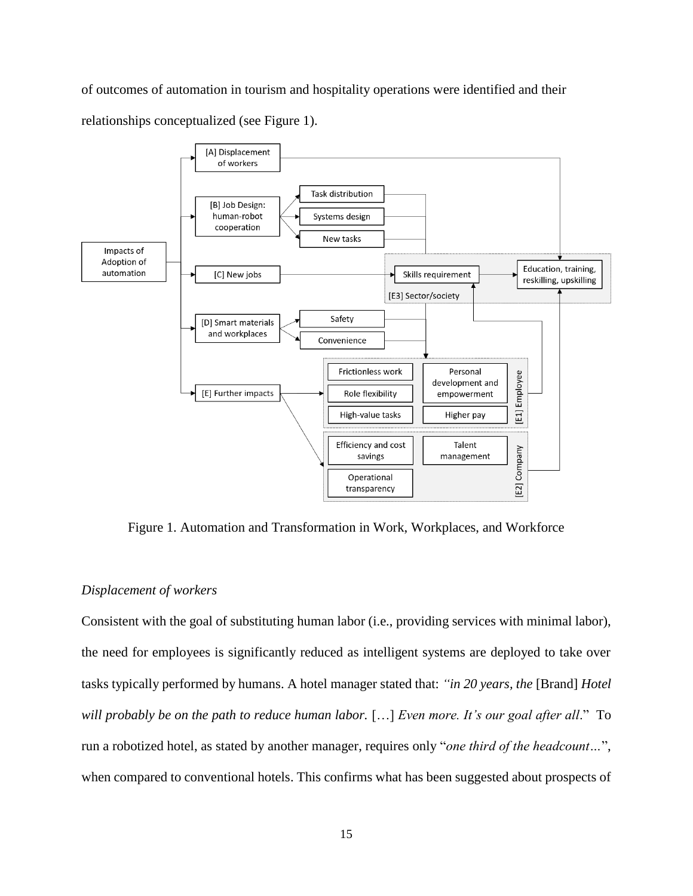of outcomes of automation in tourism and hospitality operations were identified and their relationships conceptualized (see Figure 1).

Figure 1. Automation and Transformation in Work, Workplaces, and Workforce

### *Displacement of workers*

Consistent with the goal of substituting human labor (i.e., providing services with minimal labor), the need for employees is significantly reduced as intelligent systems are deployed to take over tasks typically performed by humans. A hotel manager stated that: *"in 20 years, the* [Brand] *Hotel will probably be on the path to reduce human labor.* […] *Even more. It's our goal after all*." To run a robotized hotel, as stated by another manager, requires only "*one third of the headcount…*", when compared to conventional hotels. This confirms what has been suggested about prospects of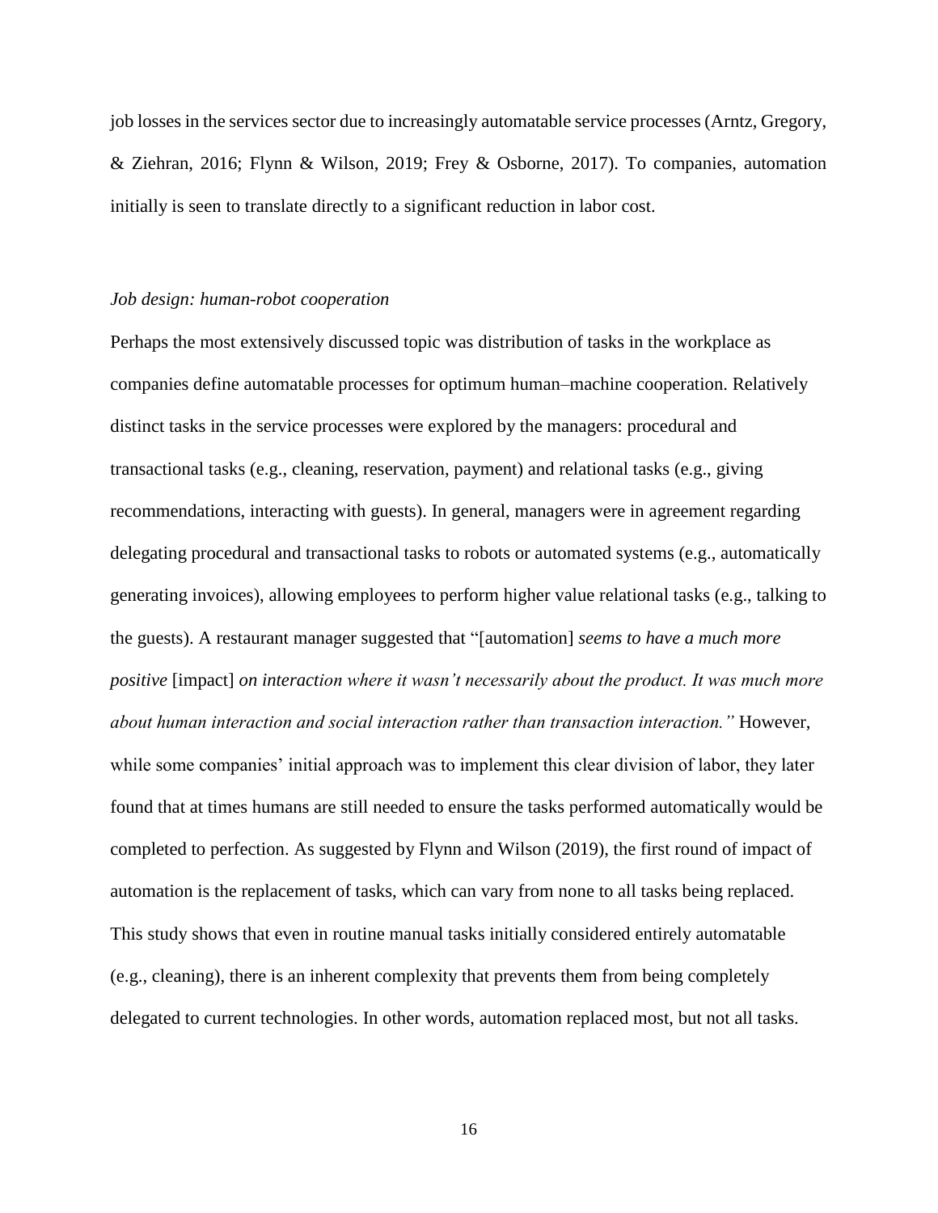job losses in the services sector due to increasingly automatable service processes (Arntz, Gregory, & Ziehran, 2016; Flynn & Wilson, 2019; Frey & Osborne, 2017). To companies, automation initially is seen to translate directly to a significant reduction in labor cost.

### *Job design: human-robot cooperation*

Perhaps the most extensively discussed topic was distribution of tasks in the workplace as companies define automatable processes for optimum human–machine cooperation. Relatively distinct tasks in the service processes were explored by the managers: procedural and transactional tasks (e.g., cleaning, reservation, payment) and relational tasks (e.g., giving recommendations, interacting with guests). In general, managers were in agreement regarding delegating procedural and transactional tasks to robots or automated systems (e.g., automatically generating invoices), allowing employees to perform higher value relational tasks (e.g., talking to the guests). A restaurant manager suggested that "[automation] *seems to have a much more positive* [impact] *on interaction where it wasn't necessarily about the product. It was much more about human interaction and social interaction rather than transaction interaction."* However, while some companies' initial approach was to implement this clear division of labor, they later found that at times humans are still needed to ensure the tasks performed automatically would be completed to perfection. As suggested by Flynn and Wilson (2019), the first round of impact of automation is the replacement of tasks, which can vary from none to all tasks being replaced. This study shows that even in routine manual tasks initially considered entirely automatable (e.g., cleaning), there is an inherent complexity that prevents them from being completely delegated to current technologies. In other words, automation replaced most, but not all tasks.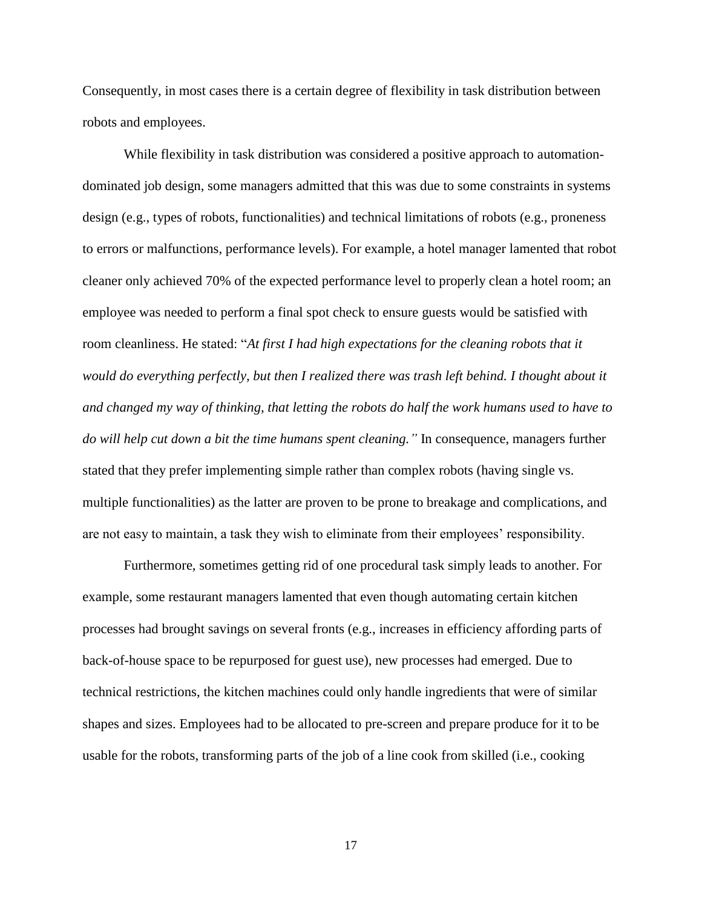Consequently, in most cases there is a certain degree of flexibility in task distribution between robots and employees.

While flexibility in task distribution was considered a positive approach to automation-dominated job design, some managers admitted that this was due to some constraints in systems design (e.g., types of robots, functionalities) and technical limitations of robots (e.g., proneness to errors or malfunctions, performance levels). For example, a hotel manager lamented that robot cleaner only achieved 70% of the expected performance level to properly clean a hotel room; an employee was needed to perform a final spot check to ensure guests would be satisfied with room cleanliness. He stated: "*At first I had high expectations for the cleaning robots that it would do everything perfectly, but then I realized there was trash left behind. I thought about it and changed my way of thinking, that letting the robots do half the work humans used to have to do will help cut down a bit the time humans spent cleaning."* In consequence, managers further stated that they prefer implementing simple rather than complex robots (having single vs. multiple functionalities) as the latter are proven to be prone to breakage and complications, and are not easy to maintain, a task they wish to eliminate from their employees' responsibility.

Furthermore, sometimes getting rid of one procedural task simply leads to another. For example, some restaurant managers lamented that even though automating certain kitchen processes had brought savings on several fronts (e.g., increases in efficiency affording parts of back-of-house space to be repurposed for guest use), new processes had emerged. Due to technical restrictions, the kitchen machines could only handle ingredients that were of similar shapes and sizes. Employees had to be allocated to pre-screen and prepare produce for it to be usable for the robots, transforming parts of the job of a line cook from skilled (i.e., cooking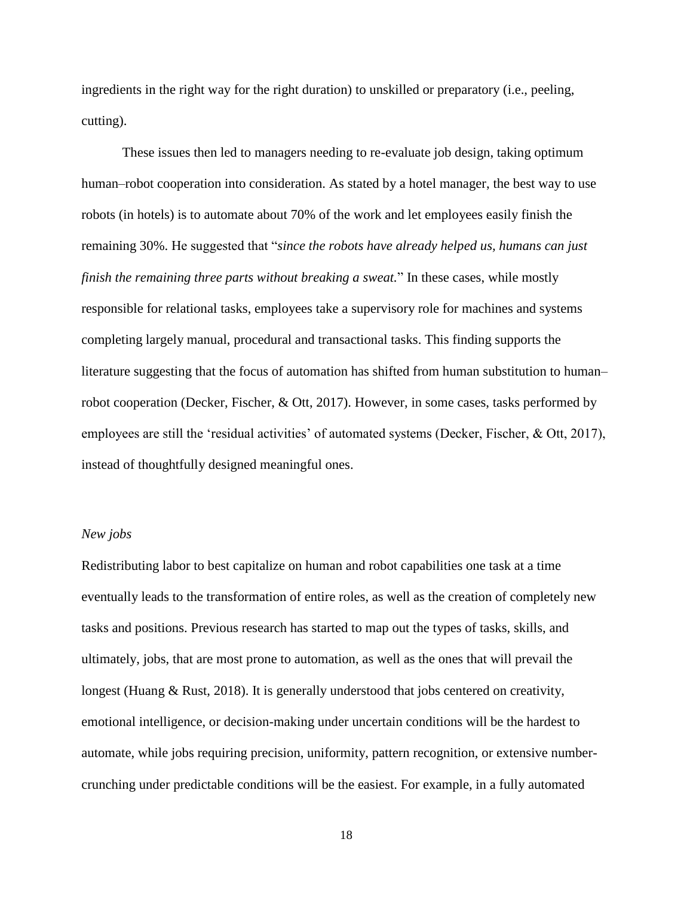ingredients in the right way for the right duration) to unskilled or preparatory (i.e., peeling, cutting).

These issues then led to managers needing to re-evaluate job design, taking optimum human–robot cooperation into consideration. As stated by a hotel manager, the best way to use robots (in hotels) is to automate about 70% of the work and let employees easily finish the remaining 30%. He suggested that "*since the robots have already helped us, humans can just finish the remaining three parts without breaking a sweat.*" In these cases, while mostly responsible for relational tasks, employees take a supervisory role for machines and systems completing largely manual, procedural and transactional tasks. This finding supports the literature suggesting that the focus of automation has shifted from human substitution to human–robot cooperation (Decker, Fischer, & Ott, 2017). However, in some cases, tasks performed by employees are still the 'residual activities' of automated systems (Decker, Fischer, & Ott, 2017), instead of thoughtfully designed meaningful ones.

*New jobs*

Redistributing labor to best capitalize on human and robot capabilities one task at a time eventually leads to the transformation of entire roles, as well as the creation of completely new tasks and positions. Previous research has started to map out the types of tasks, skills, and ultimately, jobs, that are most prone to automation, as well as the ones that will prevail the longest (Huang & Rust, 2018). It is generally understood that jobs centered on creativity, emotional intelligence, or decision-making under uncertain conditions will be the hardest to automate, while jobs requiring precision, uniformity, pattern recognition, or extensive number-crunching under predictable conditions will be the easiest. For example, in a fully automated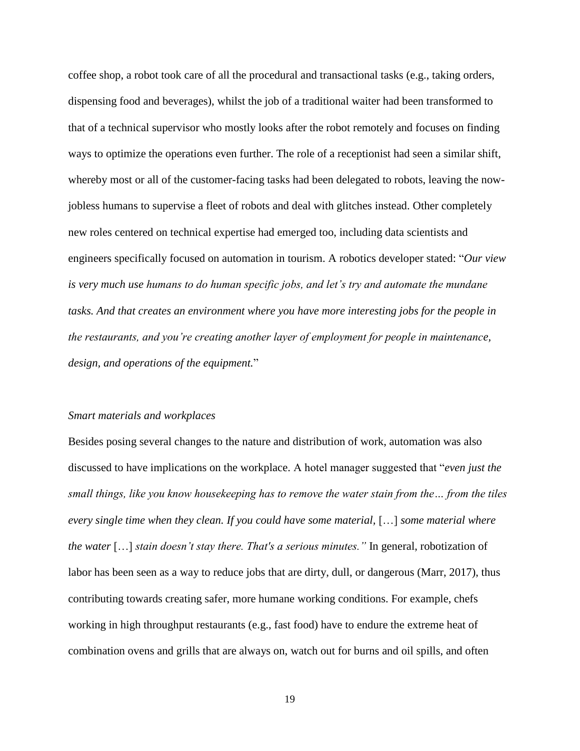coffee shop, a robot took care of all the procedural and transactional tasks (e.g., taking orders, dispensing food and beverages), whilst the job of a traditional waiter had been transformed to that of a technical supervisor who mostly looks after the robot remotely and focuses on finding ways to optimize the operations even further. The role of a receptionist had seen a similar shift, whereby most or all of the customer-facing tasks had been delegated to robots, leaving the now-jobless humans to supervise a fleet of robots and deal with glitches instead. Other completely new roles centered on technical expertise had emerged too, including data scientists and engineers specifically focused on automation in tourism. A robotics developer stated: "*Our view is very much use humans to do human specific jobs, and let's try and automate the mundane tasks. And that creates an environment where you have more interesting jobs for the people in the restaurants, and you're creating another layer of employment for people in maintenance, design, and operations of the equipment.*"

*Smart materials and workplaces*

Besides posing several changes to the nature and distribution of work, automation was also discussed to have implications on the workplace. A hotel manager suggested that "*even just the small things, like you know housekeeping has to remove the water stain from the… from the tiles every single time when they clean. If you could have some material,* […] *some material where the water* […] *stain doesn't stay there. That's a serious minutes."* In general, robotization of labor has been seen as a way to reduce jobs that are dirty, dull, or dangerous (Marr, 2017), thus contributing towards creating safer, more humane working conditions. For example, chefs working in high throughput restaurants (e.g., fast food) have to endure the extreme heat of combination ovens and grills that are always on, watch out for burns and oil spills, and often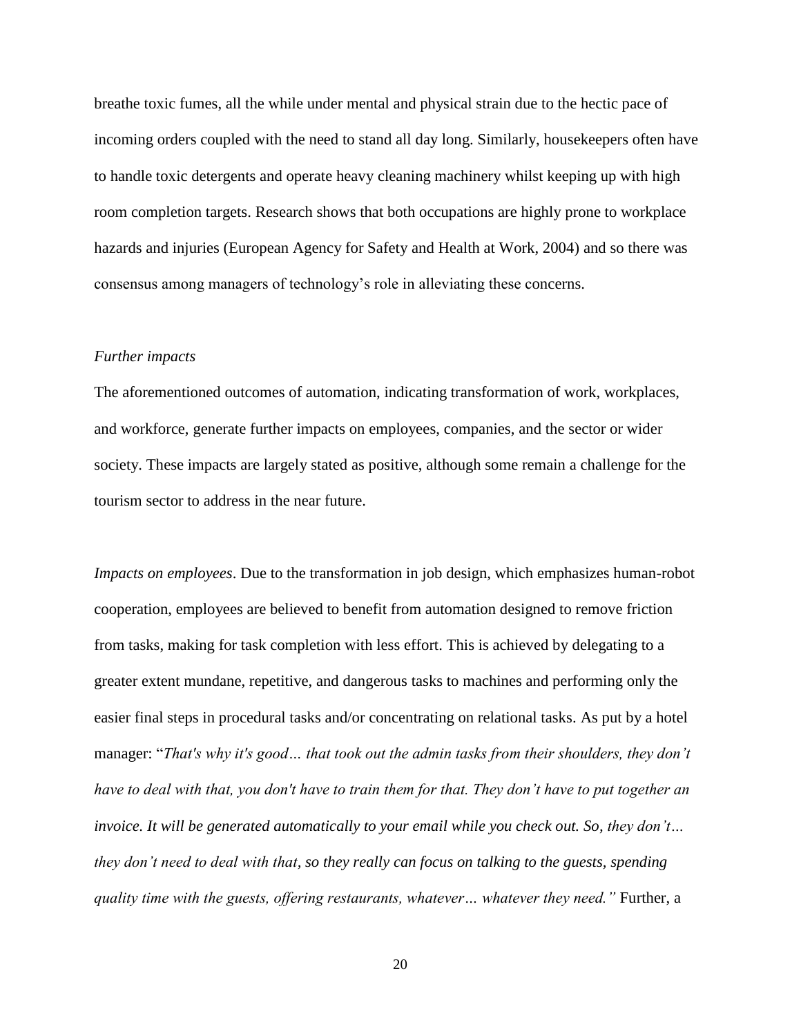breathe toxic fumes, all the while under mental and physical strain due to the hectic pace of incoming orders coupled with the need to stand all day long. Similarly, housekeepers often have to handle toxic detergents and operate heavy cleaning machinery whilst keeping up with high room completion targets. Research shows that both occupations are highly prone to workplace hazards and injuries (European Agency for Safety and Health at Work, 2004) and so there was consensus among managers of technology's role in alleviating these concerns.

*Further impacts*

The aforementioned outcomes of automation, indicating transformation of work, workplaces, and workforce, generate further impacts on employees, companies, and the sector or wider society. These impacts are largely stated as positive, although some remain a challenge for the tourism sector to address in the near future.

*Impacts on employees*. Due to the transformation in job design, which emphasizes human-robot cooperation, employees are believed to benefit from automation designed to remove friction from tasks, making for task completion with less effort. This is achieved by delegating to a greater extent mundane, repetitive, and dangerous tasks to machines and performing only the easier final steps in procedural tasks and/or concentrating on relational tasks. As put by a hotel manager: "*That's why it's good… that took out the admin tasks from their shoulders, they don't have to deal with that, you don't have to train them for that. They don't have to put together an invoice. It will be generated automatically to your email while you check out. So, they don't… they don't need to deal with that, so they really can focus on talking to the guests, spending quality time with the guests, offering restaurants, whatever… whatever they need."* Further, a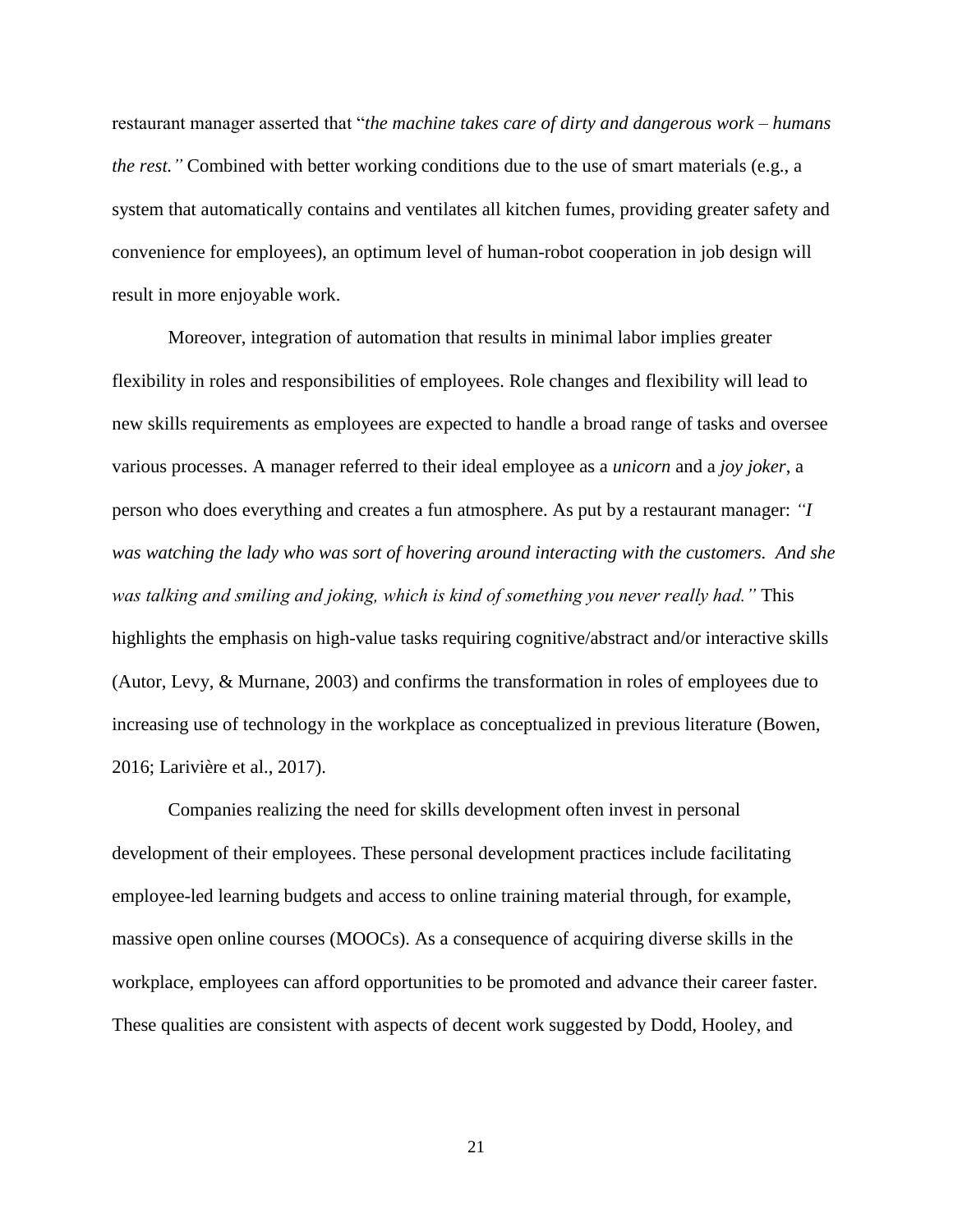restaurant manager asserted that "*the machine takes care of dirty and dangerous work – humans the rest."* Combined with better working conditions due to the use of smart materials (e.g., a system that automatically contains and ventilates all kitchen fumes, providing greater safety and convenience for employees), an optimum level of human-robot cooperation in job design will result in more enjoyable work.

Moreover, integration of automation that results in minimal labor implies greater flexibility in roles and responsibilities of employees. Role changes and flexibility will lead to new skills requirements as employees are expected to handle a broad range of tasks and oversee various processes. A manager referred to their ideal employee as a *unicorn* and a *joy joker*, a person who does everything and creates a fun atmosphere. As put by a restaurant manager: *"I was watching the lady who was sort of hovering around interacting with the customers. And she was talking and smiling and joking, which is kind of something you never really had."* This highlights the emphasis on high-value tasks requiring cognitive/abstract and/or interactive skills (Autor, Levy, & Murnane, 2003) and confirms the transformation in roles of employees due to increasing use of technology in the workplace as conceptualized in previous literature (Bowen, 2016; Larivière et al., 2017).

Companies realizing the need for skills development often invest in personal development of their employees. These personal development practices include facilitating employee-led learning budgets and access to online training material through, for example, massive open online courses (MOOCs). As a consequence of acquiring diverse skills in the workplace, employees can afford opportunities to be promoted and advance their career faster. These qualities are consistent with aspects of decent work suggested by Dodd, Hooley, and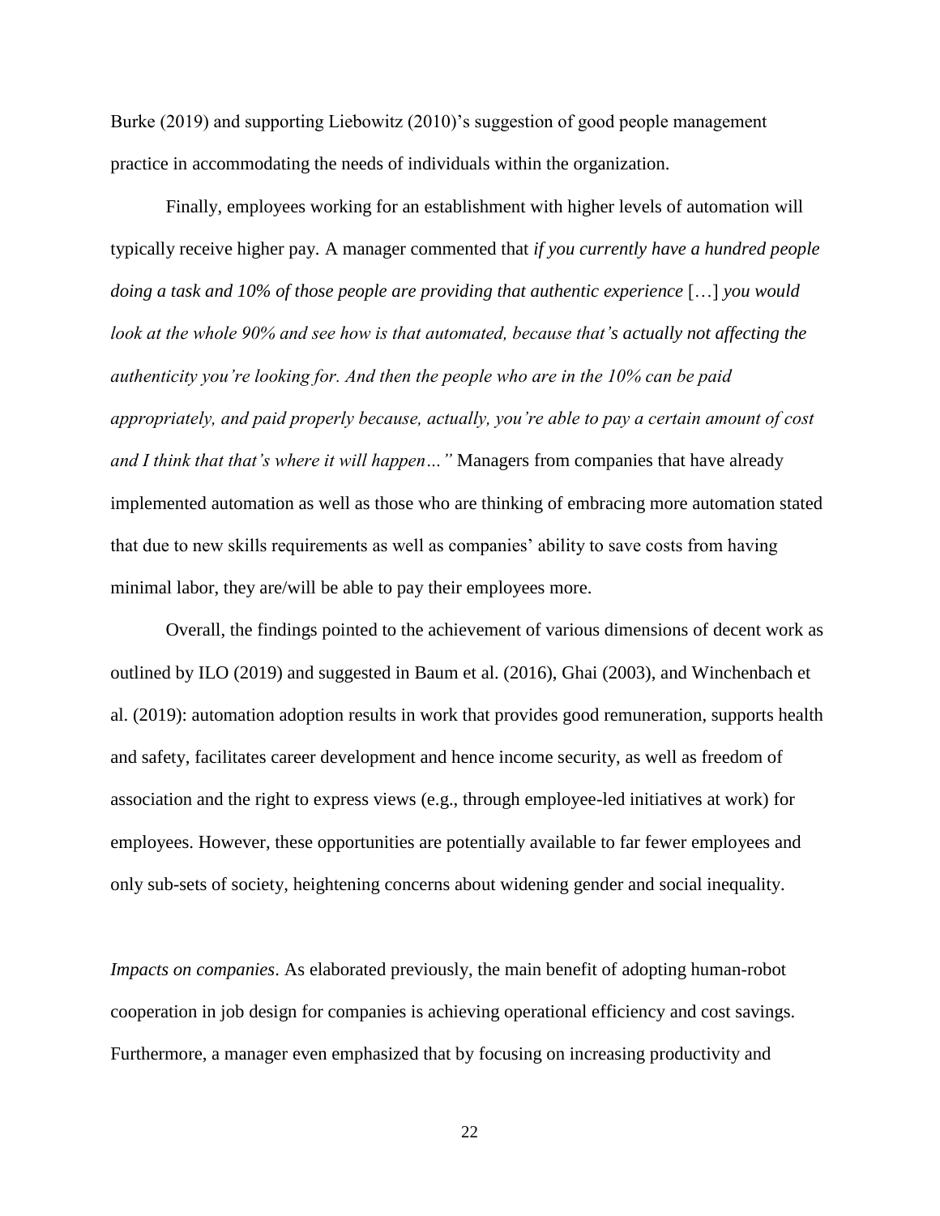Burke (2019) and supporting Liebowitz (2010)'s suggestion of good people management practice in accommodating the needs of individuals within the organization.

Finally, employees working for an establishment with higher levels of automation will typically receive higher pay. A manager commented that *if you currently have a hundred people doing a task and 10% of those people are providing that authentic experience* […] *you would look at the whole 90% and see how is that automated, because that's actually not affecting the authenticity you're looking for. And then the people who are in the 10% can be paid appropriately, and paid properly because, actually, you're able to pay a certain amount of cost and I think that that's where it will happen…"* Managers from companies that have already implemented automation as well as those who are thinking of embracing more automation stated that due to new skills requirements as well as companies' ability to save costs from having minimal labor, they are/will be able to pay their employees more.

Overall, the findings pointed to the achievement of various dimensions of decent work as outlined by ILO (2019) and suggested in Baum et al. (2016), Ghai (2003), and Winchenbach et al. (2019): automation adoption results in work that provides good remuneration, supports health and safety, facilitates career development and hence income security, as well as freedom of association and the right to express views (e.g., through employee-led initiatives at work) for employees. However, these opportunities are potentially available to far fewer employees and only sub-sets of society, heightening concerns about widening gender and social inequality.

*Impacts on companies*. As elaborated previously, the main benefit of adopting human-robot cooperation in job design for companies is achieving operational efficiency and cost savings. Furthermore, a manager even emphasized that by focusing on increasing productivity and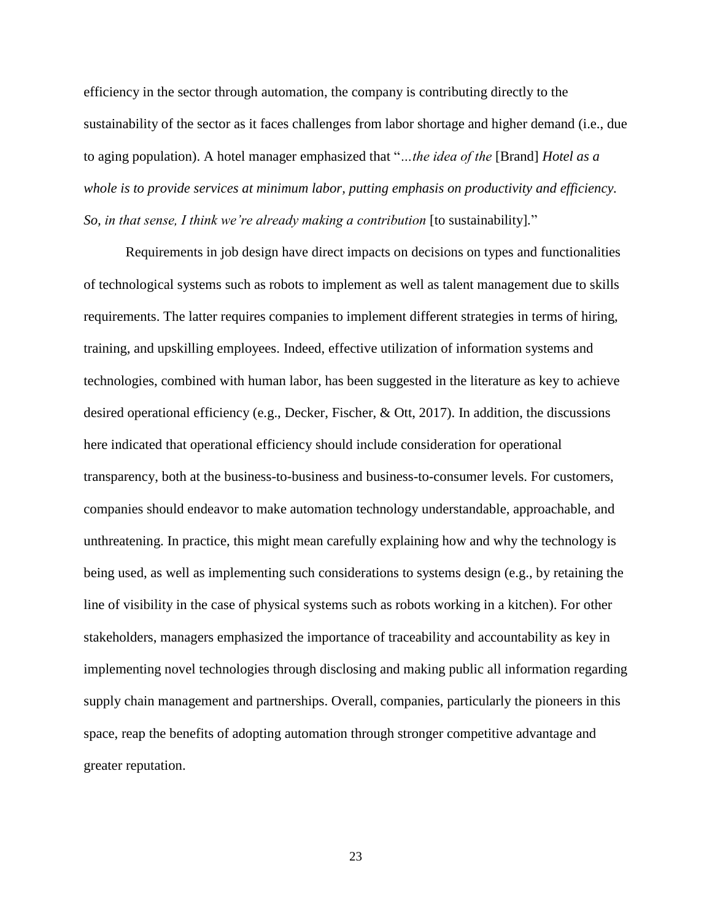efficiency in the sector through automation, the company is contributing directly to the sustainability of the sector as it faces challenges from labor shortage and higher demand (i.e., due to aging population). A hotel manager emphasized that "*…the idea of the* [Brand] *Hotel as a whole is to provide services at minimum labor, putting emphasis on productivity and efficiency. So, in that sense, I think we're already making a contribution* [to sustainability]."

Requirements in job design have direct impacts on decisions on types and functionalities of technological systems such as robots to implement as well as talent management due to skills requirements. The latter requires companies to implement different strategies in terms of hiring, training, and upskilling employees. Indeed, effective utilization of information systems and technologies, combined with human labor, has been suggested in the literature as key to achieve desired operational efficiency (e.g., Decker, Fischer, & Ott, 2017). In addition, the discussions here indicated that operational efficiency should include consideration for operational transparency, both at the business-to-business and business-to-consumer levels. For customers, companies should endeavor to make automation technology understandable, approachable, and unthreatening. In practice, this might mean carefully explaining how and why the technology is being used, as well as implementing such considerations to systems design (e.g., by retaining the line of visibility in the case of physical systems such as robots working in a kitchen). For other stakeholders, managers emphasized the importance of traceability and accountability as key in implementing novel technologies through disclosing and making public all information regarding supply chain management and partnerships. Overall, companies, particularly the pioneers in this space, reap the benefits of adopting automation through stronger competitive advantage and greater reputation.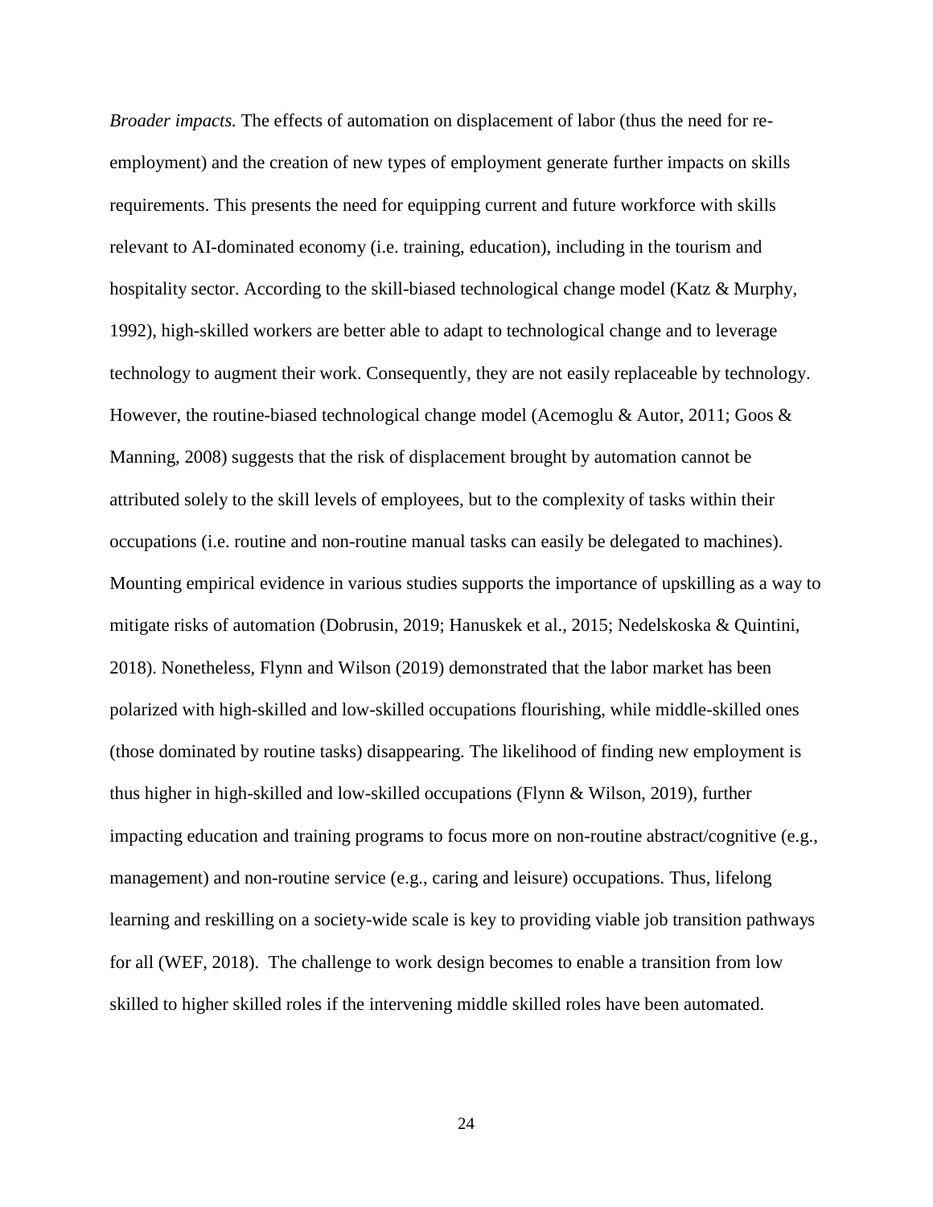*Broader impacts.* The effects of automation on displacement of labor (thus the need for re-employment) and the creation of new types of employment generate further impacts on skills requirements. This presents the need for equipping current and future workforce with skills relevant to AI-dominated economy (i.e. training, education), including in the tourism and hospitality sector. According to the skill-biased technological change model (Katz & Murphy, 1992), high-skilled workers are better able to adapt to technological change and to leverage technology to augment their work. Consequently, they are not easily replaceable by technology. However, the routine-biased technological change model (Acemoglu & Autor, 2011; Goos & Manning, 2008) suggests that the risk of displacement brought by automation cannot be attributed solely to the skill levels of employees, but to the complexity of tasks within their occupations (i.e. routine and non-routine manual tasks can easily be delegated to machines). Mounting empirical evidence in various studies supports the importance of upskilling as a way to mitigate risks of automation (Dobrusin, 2019; Hanuskek et al., 2015; Nedelskoska & Quintini, 2018). Nonetheless, Flynn and Wilson (2019) demonstrated that the labor market has been polarized with high-skilled and low-skilled occupations flourishing, while middle-skilled ones (those dominated by routine tasks) disappearing. The likelihood of finding new employment is thus higher in high-skilled and low-skilled occupations (Flynn & Wilson, 2019), further impacting education and training programs to focus more on non-routine abstract/cognitive (e.g., management) and non-routine service (e.g., caring and leisure) occupations. Thus, lifelong learning and reskilling on a society-wide scale is key to providing viable job transition pathways for all (WEF, 2018). The challenge to work design becomes to enable a transition from low skilled to higher skilled roles if the intervening middle skilled roles have been automated.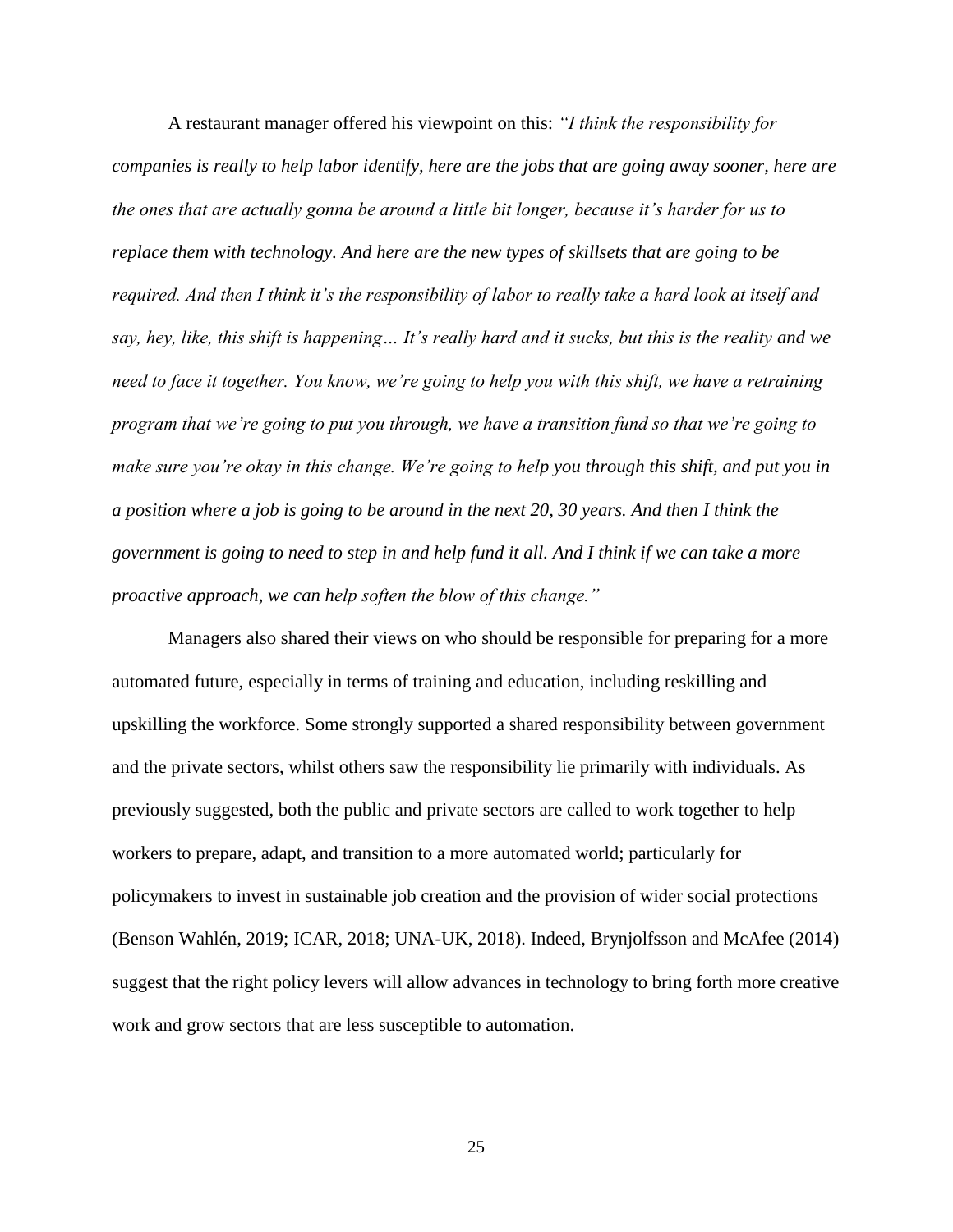A restaurant manager offered his viewpoint on this: *"I think the responsibility for companies is really to help labor identify, here are the jobs that are going away sooner, here are the ones that are actually gonna be around a little bit longer, because it's harder for us to replace them with technology. And here are the new types of skillsets that are going to be required. And then I think it's the responsibility of labor to really take a hard look at itself and say, hey, like, this shift is happening… It's really hard and it sucks, but this is the reality and we need to face it together. You know, we're going to help you with this shift, we have a retraining program that we're going to put you through, we have a transition fund so that we're going to make sure you're okay in this change. We're going to help you through this shift, and put you in a position where a job is going to be around in the next 20, 30 years. And then I think the government is going to need to step in and help fund it all. And I think if we can take a more proactive approach, we can help soften the blow of this change."*

Managers also shared their views on who should be responsible for preparing for a more automated future, especially in terms of training and education, including reskilling and upskilling the workforce. Some strongly supported a shared responsibility between government and the private sectors, whilst others saw the responsibility lie primarily with individuals. As previously suggested, both the public and private sectors are called to work together to help workers to prepare, adapt, and transition to a more automated world; particularly for policymakers to invest in sustainable job creation and the provision of wider social protections (Benson Wahlén, 2019; ICAR, 2018; UNA-UK, 2018). Indeed, Brynjolfsson and McAfee (2014) suggest that the right policy levers will allow advances in technology to bring forth more creative work and grow sectors that are less susceptible to automation.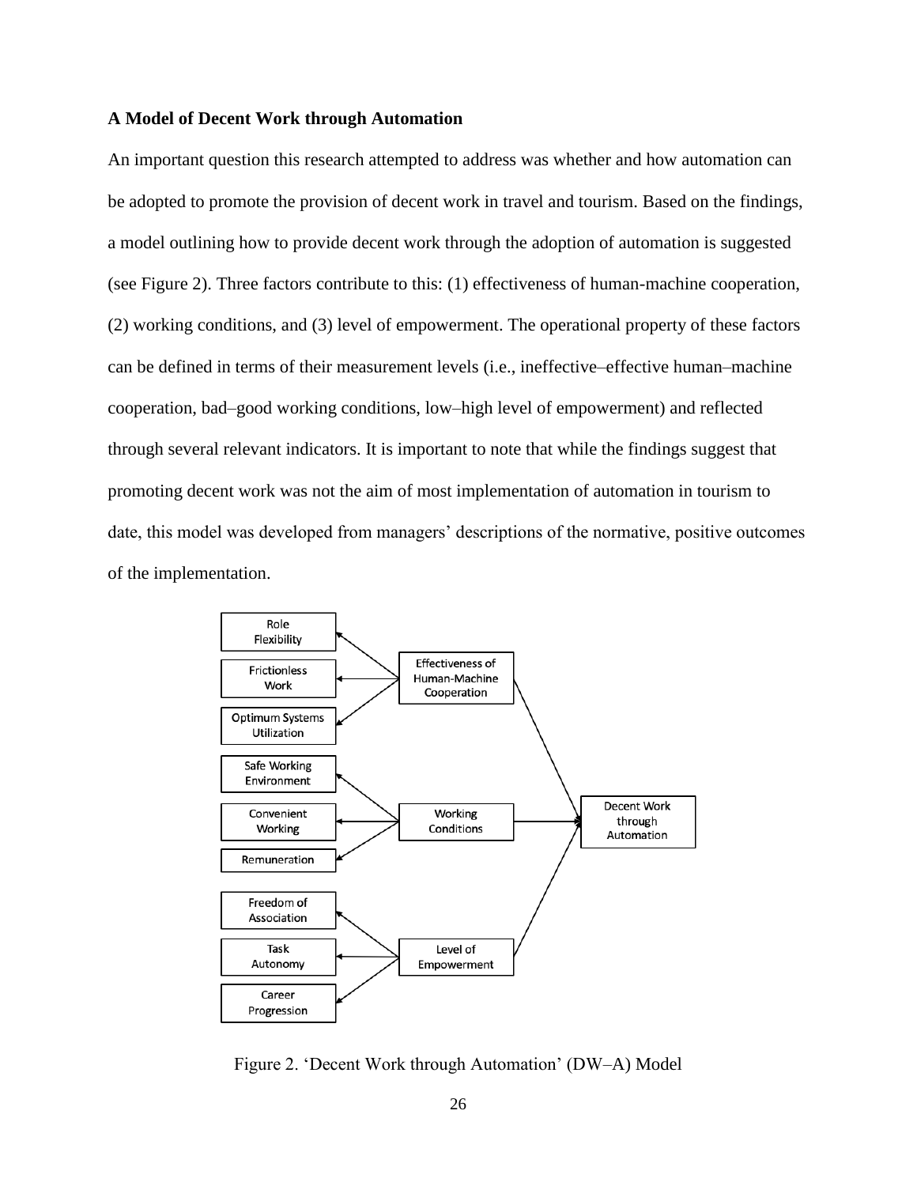**A Model of Decent Work through Automation**

An important question this research attempted to address was whether and how automation can be adopted to promote the provision of decent work in travel and tourism. Based on the findings, a model outlining how to provide decent work through the adoption of automation is suggested (see Figure 2). Three factors contribute to this: (1) effectiveness of human-machine cooperation, (2) working conditions, and (3) level of empowerment. The operational property of these factors can be defined in terms of their measurement levels (i.e., ineffective–effective human–machine cooperation, bad–good working conditions, low–high level of empowerment) and reflected through several relevant indicators. It is important to note that while the findings suggest that promoting decent work was not the aim of most implementation of automation in tourism to date, this model was developed from managers' descriptions of the normative, positive outcomes of the implementation.

Figure 2. 'Decent Work through Automation' (DW–A) Model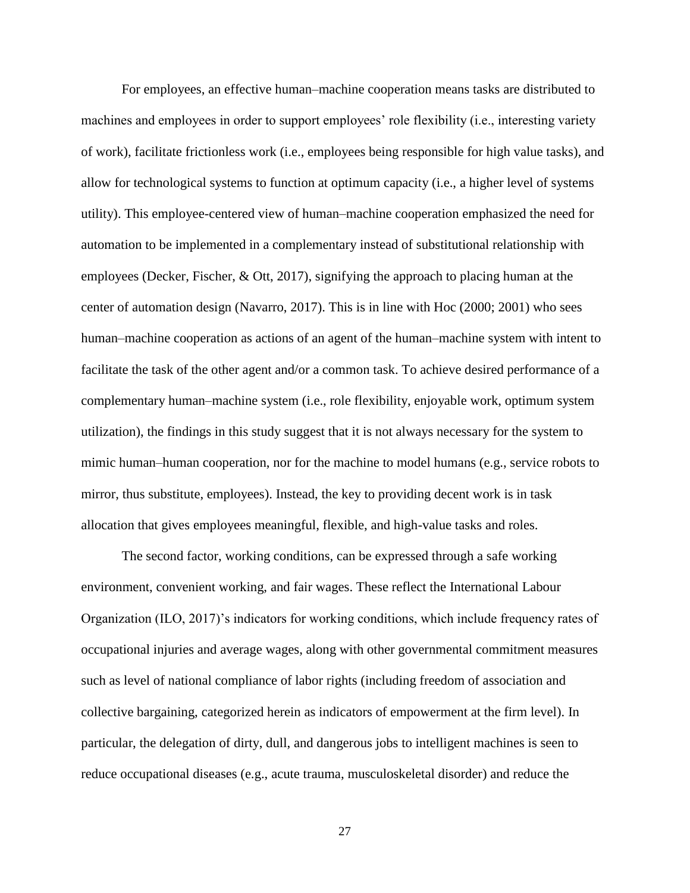For employees, an effective human–machine cooperation means tasks are distributed to machines and employees in order to support employees' role flexibility (i.e., interesting variety of work), facilitate frictionless work (i.e., employees being responsible for high value tasks), and allow for technological systems to function at optimum capacity (i.e., a higher level of systems utility). This employee-centered view of human–machine cooperation emphasized the need for automation to be implemented in a complementary instead of substitutional relationship with employees (Decker, Fischer, & Ott, 2017), signifying the approach to placing human at the center of automation design (Navarro, 2017). This is in line with Hoc (2000; 2001) who sees human–machine cooperation as actions of an agent of the human–machine system with intent to facilitate the task of the other agent and/or a common task. To achieve desired performance of a complementary human–machine system (i.e., role flexibility, enjoyable work, optimum system utilization), the findings in this study suggest that it is not always necessary for the system to mimic human–human cooperation, nor for the machine to model humans (e.g., service robots to mirror, thus substitute, employees). Instead, the key to providing decent work is in task allocation that gives employees meaningful, flexible, and high-value tasks and roles.

The second factor, working conditions, can be expressed through a safe working environment, convenient working, and fair wages. These reflect the International Labour Organization (ILO, 2017)'s indicators for working conditions, which include frequency rates of occupational injuries and average wages, along with other governmental commitment measures such as level of national compliance of labor rights (including freedom of association and collective bargaining, categorized herein as indicators of empowerment at the firm level). In particular, the delegation of dirty, dull, and dangerous jobs to intelligent machines is seen to reduce occupational diseases (e.g., acute trauma, musculoskeletal disorder) and reduce the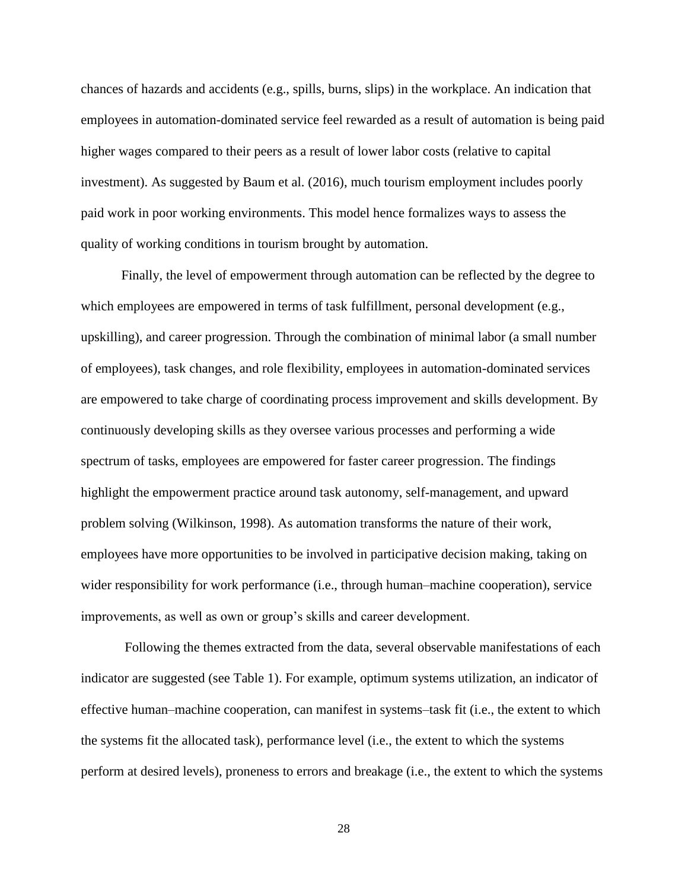chances of hazards and accidents (e.g., spills, burns, slips) in the workplace. An indication that employees in automation-dominated service feel rewarded as a result of automation is being paid higher wages compared to their peers as a result of lower labor costs (relative to capital investment). As suggested by Baum et al. (2016), much tourism employment includes poorly paid work in poor working environments. This model hence formalizes ways to assess the quality of working conditions in tourism brought by automation.

Finally, the level of empowerment through automation can be reflected by the degree to which employees are empowered in terms of task fulfillment, personal development (e.g., upskilling), and career progression. Through the combination of minimal labor (a small number of employees), task changes, and role flexibility, employees in automation-dominated services are empowered to take charge of coordinating process improvement and skills development. By continuously developing skills as they oversee various processes and performing a wide spectrum of tasks, employees are empowered for faster career progression. The findings highlight the empowerment practice around task autonomy, self-management, and upward problem solving (Wilkinson, 1998). As automation transforms the nature of their work, employees have more opportunities to be involved in participative decision making, taking on wider responsibility for work performance (i.e., through human–machine cooperation), service improvements, as well as own or group's skills and career development.

Following the themes extracted from the data, several observable manifestations of each indicator are suggested (see Table 1). For example, optimum systems utilization, an indicator of effective human–machine cooperation, can manifest in systems–task fit (i.e., the extent to which the systems fit the allocated task), performance level (i.e., the extent to which the systems perform at desired levels), proneness to errors and breakage (i.e., the extent to which the systems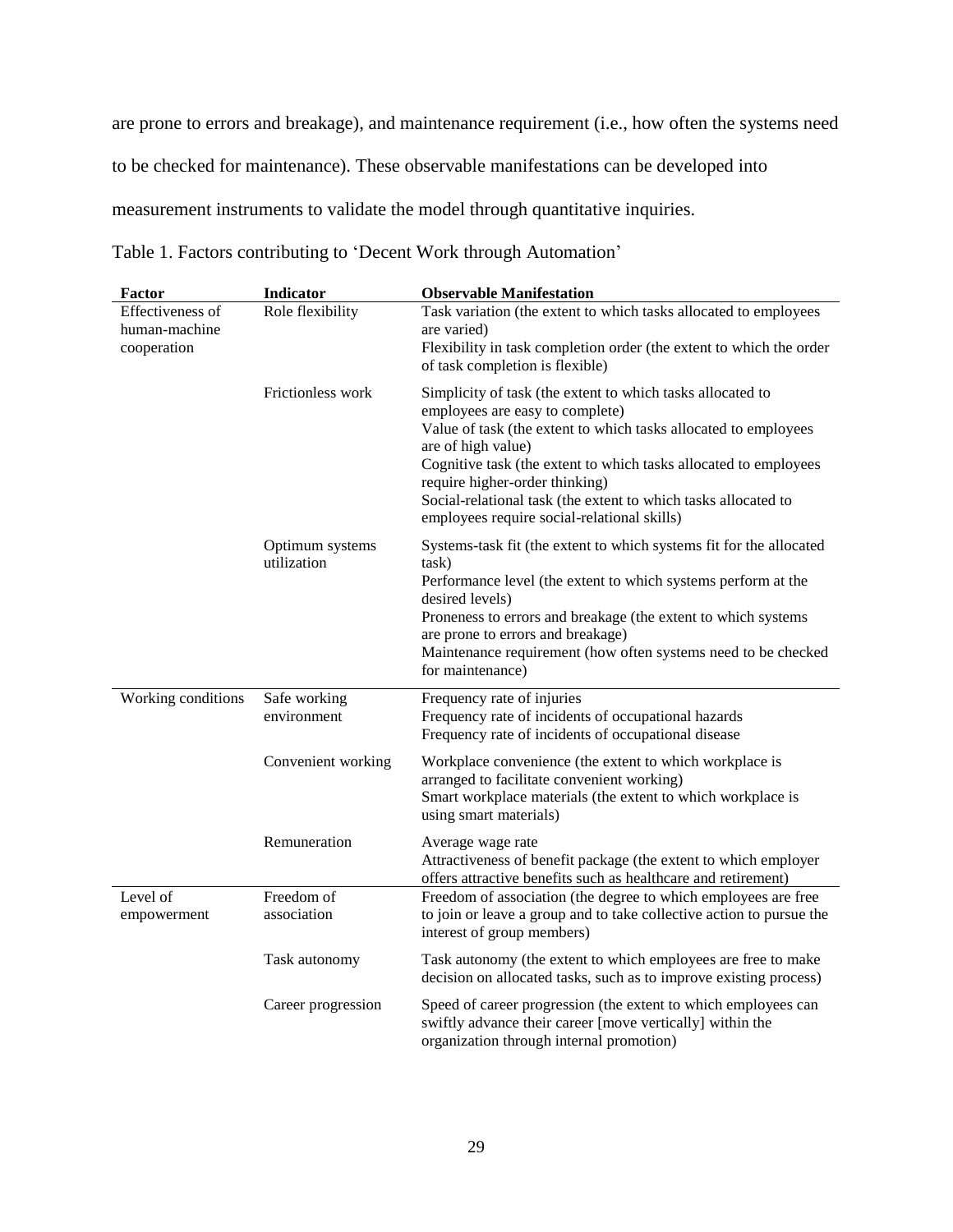are prone to errors and breakage), and maintenance requirement (i.e., how often the systems need to be checked for maintenance). These observable manifestations can be developed into measurement instruments to validate the model through quantitative inquiries.

Table 1. Factors contributing to 'Decent Work through Automation'

| Factor | Indicator | Observable Manifestation |
|---|---|---|
| Effectiveness of human-machine cooperation | Role flexibility | Task variation (the extent to which tasks allocated to employees are varied)<br>Flexibility in task completion order (the extent to which the order of task completion is flexible) |
| | Frictionless work | Simplicity of task (the extent to which tasks allocated to employees are easy to complete)<br>Value of task (the extent to which tasks allocated to employees are of high value)<br>Cognitive task (the extent to which tasks allocated to employees require higher-order thinking)<br>Social-relational task (the extent to which tasks allocated to employees require social-relational skills) |
| | Optimum systems utilization | Systems-task fit (the extent to which systems fit for the allocated task)<br>Performance level (the extent to which systems perform at the desired levels)<br>Proneness to errors and breakage (the extent to which systems are prone to errors and breakage)<br>Maintenance requirement (how often systems need to be checked for maintenance) |
| Working conditions | Safe working environment | Frequency rate of injuries<br>Frequency rate of incidents of occupational hazards<br>Frequency rate of incidents of occupational disease |
| | Convenient working | Workplace convenience (the extent to which workplace is arranged to facilitate convenient working)<br>Smart workplace materials (the extent to which workplace is using smart materials) |
| | Remuneration | Average wage rate<br>Attractiveness of benefit package (the extent to which employer offers attractive benefits such as healthcare and retirement) |
| Level of empowerment | Freedom of association | Freedom of association (the degree to which employees are free to join or leave a group and to take collective action to pursue the interest of group members) |
| | Task autonomy | Task autonomy (the extent to which employees are free to make decision on allocated tasks, such as to improve existing process) |
| | Career progression | Speed of career progression (the extent to which employees can swiftly advance their career [move vertically] within the organization through internal promotion) |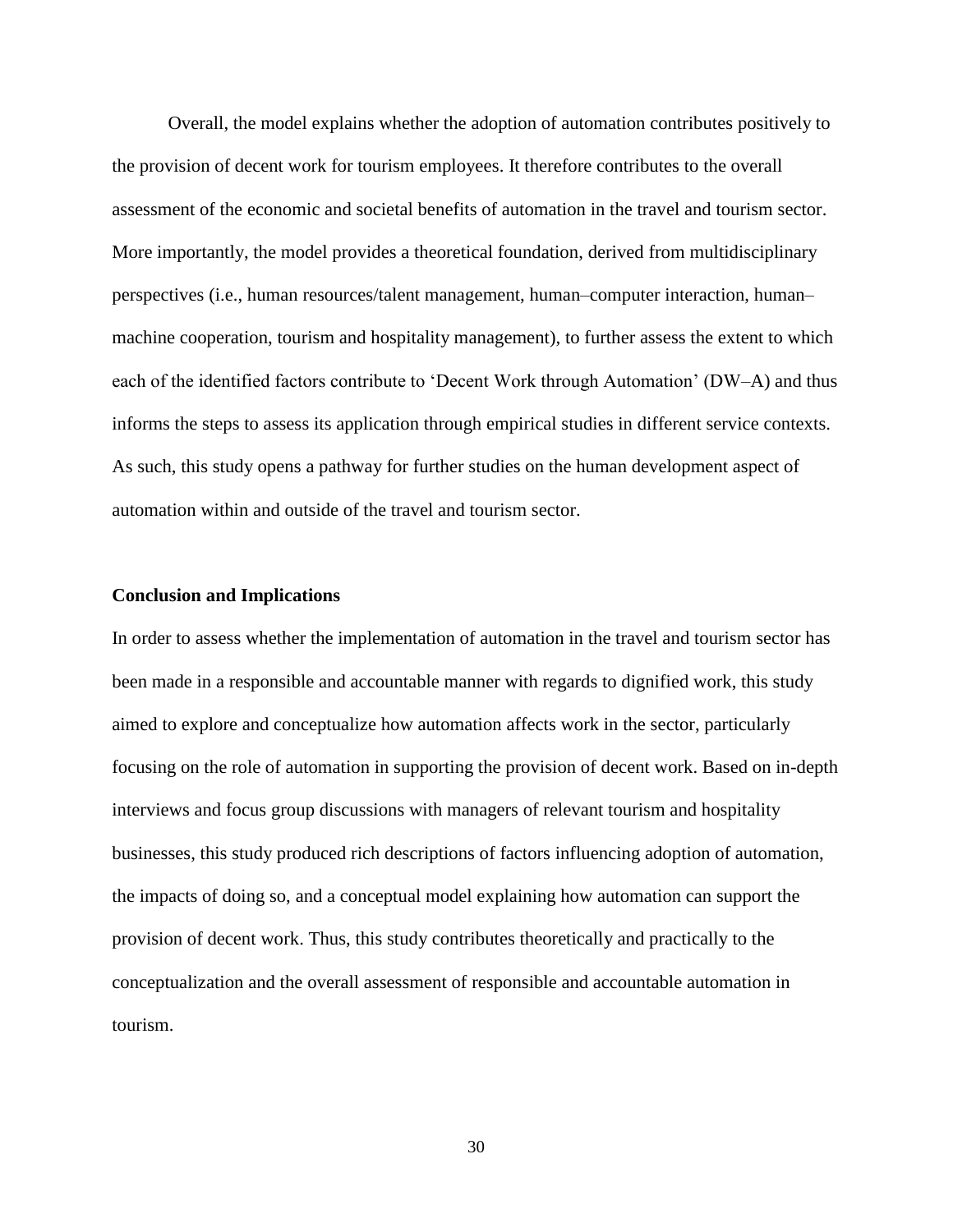Overall, the model explains whether the adoption of automation contributes positively to the provision of decent work for tourism employees. It therefore contributes to the overall assessment of the economic and societal benefits of automation in the travel and tourism sector. More importantly, the model provides a theoretical foundation, derived from multidisciplinary perspectives (i.e., human resources/talent management, human–computer interaction, human–machine cooperation, tourism and hospitality management), to further assess the extent to which each of the identified factors contribute to 'Decent Work through Automation' (DW–A) and thus informs the steps to assess its application through empirical studies in different service contexts. As such, this study opens a pathway for further studies on the human development aspect of automation within and outside of the travel and tourism sector.

## Conclusion and Implications

In order to assess whether the implementation of automation in the travel and tourism sector has been made in a responsible and accountable manner with regards to dignified work, this study aimed to explore and conceptualize how automation affects work in the sector, particularly focusing on the role of automation in supporting the provision of decent work. Based on in-depth interviews and focus group discussions with managers of relevant tourism and hospitality businesses, this study produced rich descriptions of factors influencing adoption of automation, the impacts of doing so, and a conceptual model explaining how automation can support the provision of decent work. Thus, this study contributes theoretically and practically to the conceptualization and the overall assessment of responsible and accountable automation in tourism.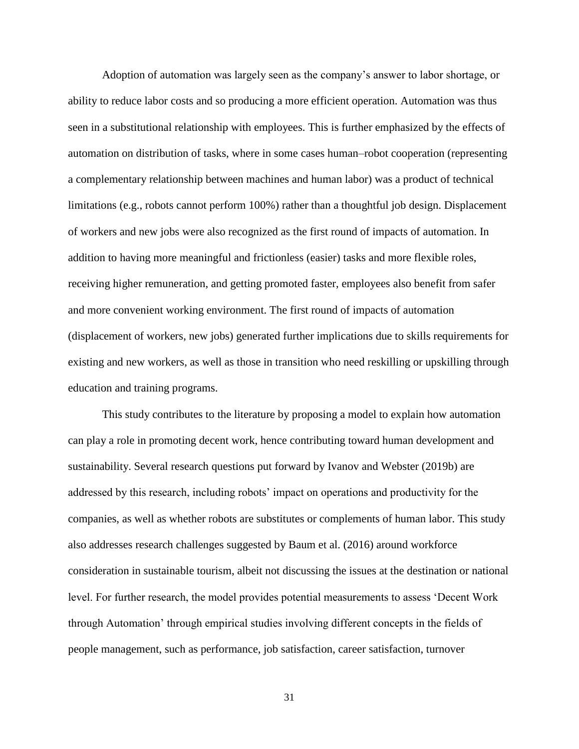Adoption of automation was largely seen as the company's answer to labor shortage, or ability to reduce labor costs and so producing a more efficient operation. Automation was thus seen in a substitutional relationship with employees. This is further emphasized by the effects of automation on distribution of tasks, where in some cases human–robot cooperation (representing a complementary relationship between machines and human labor) was a product of technical limitations (e.g., robots cannot perform 100%) rather than a thoughtful job design. Displacement of workers and new jobs were also recognized as the first round of impacts of automation. In addition to having more meaningful and frictionless (easier) tasks and more flexible roles, receiving higher remuneration, and getting promoted faster, employees also benefit from safer and more convenient working environment. The first round of impacts of automation (displacement of workers, new jobs) generated further implications due to skills requirements for existing and new workers, as well as those in transition who need reskilling or upskilling through education and training programs.

This study contributes to the literature by proposing a model to explain how automation can play a role in promoting decent work, hence contributing toward human development and sustainability. Several research questions put forward by Ivanov and Webster (2019b) are addressed by this research, including robots' impact on operations and productivity for the companies, as well as whether robots are substitutes or complements of human labor. This study also addresses research challenges suggested by Baum et al. (2016) around workforce consideration in sustainable tourism, albeit not discussing the issues at the destination or national level. For further research, the model provides potential measurements to assess 'Decent Work through Automation' through empirical studies involving different concepts in the fields of people management, such as performance, job satisfaction, career satisfaction, turnover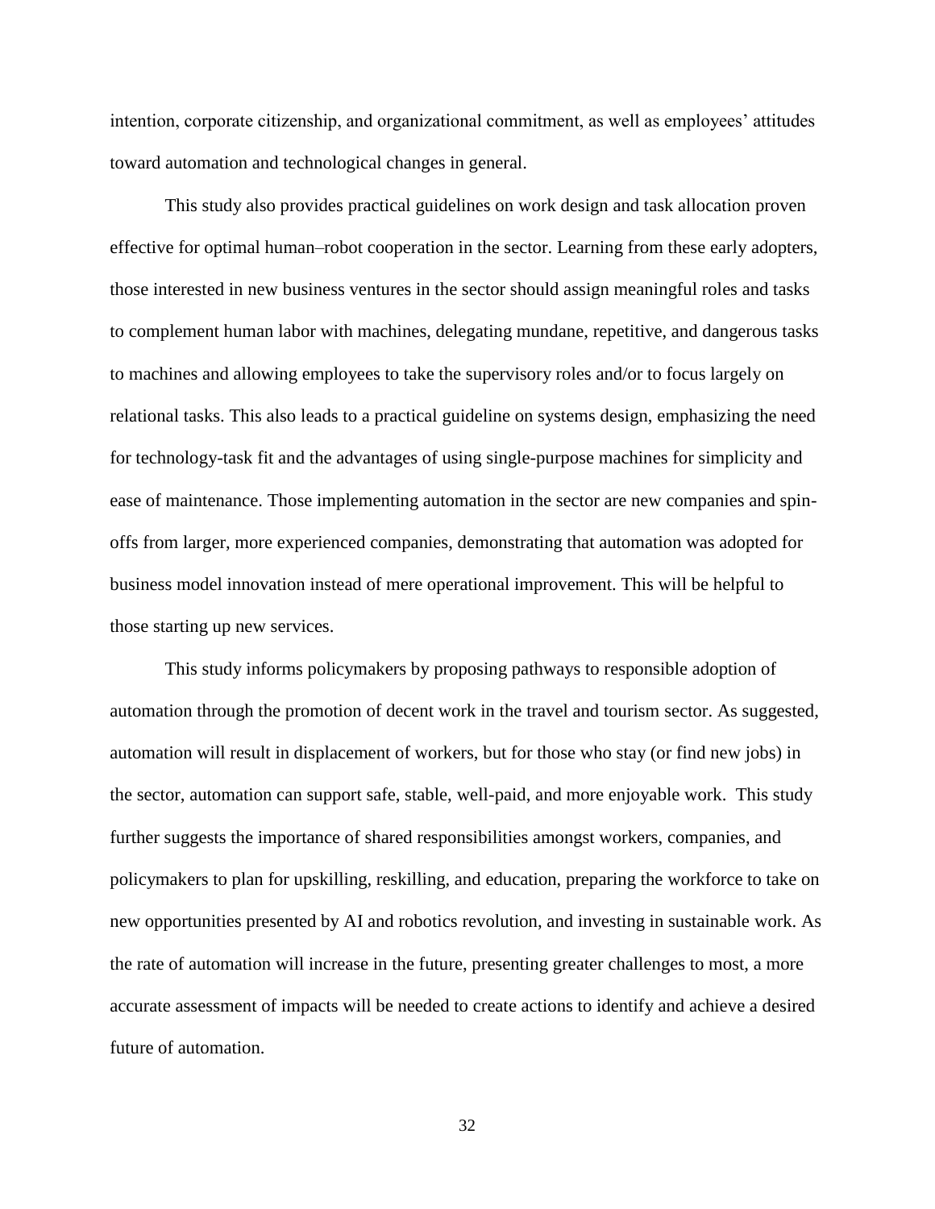intention, corporate citizenship, and organizational commitment, as well as employees' attitudes toward automation and technological changes in general.

This study also provides practical guidelines on work design and task allocation proven effective for optimal human–robot cooperation in the sector. Learning from these early adopters, those interested in new business ventures in the sector should assign meaningful roles and tasks to complement human labor with machines, delegating mundane, repetitive, and dangerous tasks to machines and allowing employees to take the supervisory roles and/or to focus largely on relational tasks. This also leads to a practical guideline on systems design, emphasizing the need for technology-task fit and the advantages of using single-purpose machines for simplicity and ease of maintenance. Those implementing automation in the sector are new companies and spin-offs from larger, more experienced companies, demonstrating that automation was adopted for business model innovation instead of mere operational improvement. This will be helpful to those starting up new services.

This study informs policymakers by proposing pathways to responsible adoption of automation through the promotion of decent work in the travel and tourism sector. As suggested, automation will result in displacement of workers, but for those who stay (or find new jobs) in the sector, automation can support safe, stable, well-paid, and more enjoyable work. This study further suggests the importance of shared responsibilities amongst workers, companies, and policymakers to plan for upskilling, reskilling, and education, preparing the workforce to take on new opportunities presented by AI and robotics revolution, and investing in sustainable work. As the rate of automation will increase in the future, presenting greater challenges to most, a more accurate assessment of impacts will be needed to create actions to identify and achieve a desired future of automation.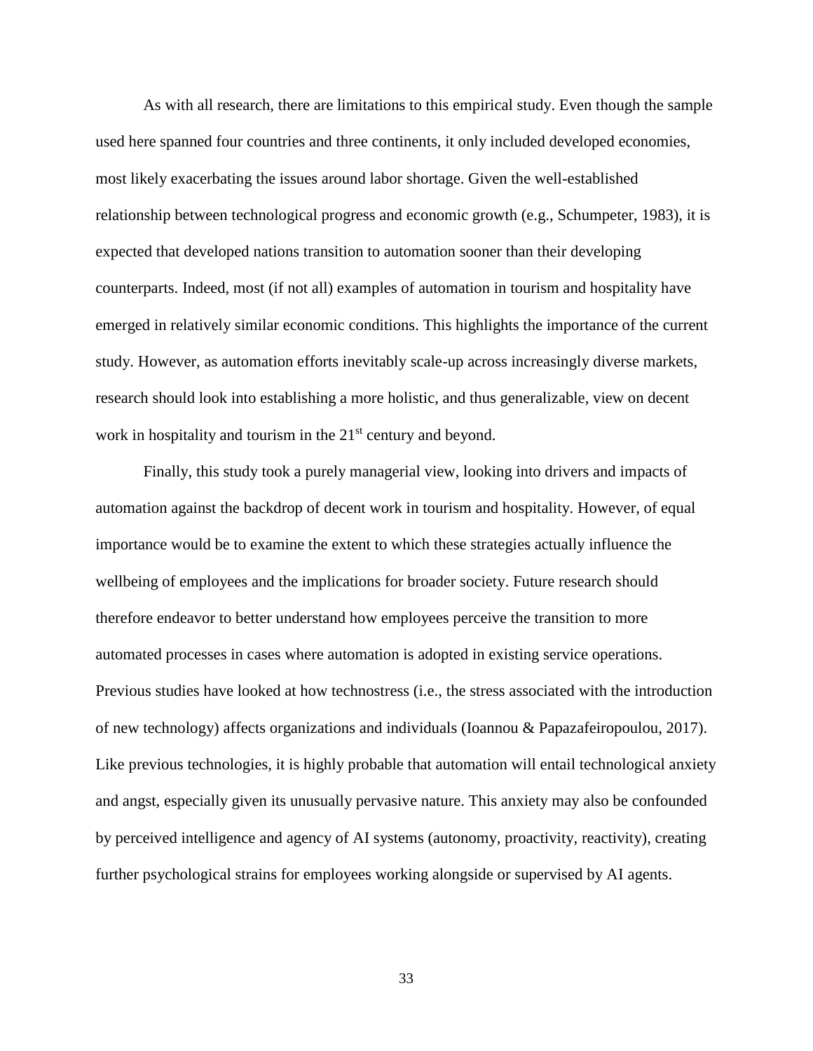As with all research, there are limitations to this empirical study. Even though the sample used here spanned four countries and three continents, it only included developed economies, most likely exacerbating the issues around labor shortage. Given the well-established relationship between technological progress and economic growth (e.g., Schumpeter, 1983), it is expected that developed nations transition to automation sooner than their developing counterparts. Indeed, most (if not all) examples of automation in tourism and hospitality have emerged in relatively similar economic conditions. This highlights the importance of the current study. However, as automation efforts inevitably scale-up across increasingly diverse markets, research should look into establishing a more holistic, and thus generalizable, view on decent work in hospitality and tourism in the 21st century and beyond.

Finally, this study took a purely managerial view, looking into drivers and impacts of automation against the backdrop of decent work in tourism and hospitality. However, of equal importance would be to examine the extent to which these strategies actually influence the wellbeing of employees and the implications for broader society. Future research should therefore endeavor to better understand how employees perceive the transition to more automated processes in cases where automation is adopted in existing service operations. Previous studies have looked at how technostress (i.e., the stress associated with the introduction of new technology) affects organizations and individuals (Ioannou & Papazafeiropoulou, 2017). Like previous technologies, it is highly probable that automation will entail technological anxiety and angst, especially given its unusually pervasive nature. This anxiety may also be confounded by perceived intelligence and agency of AI systems (autonomy, proactivity, reactivity), creating further psychological strains for employees working alongside or supervised by AI agents.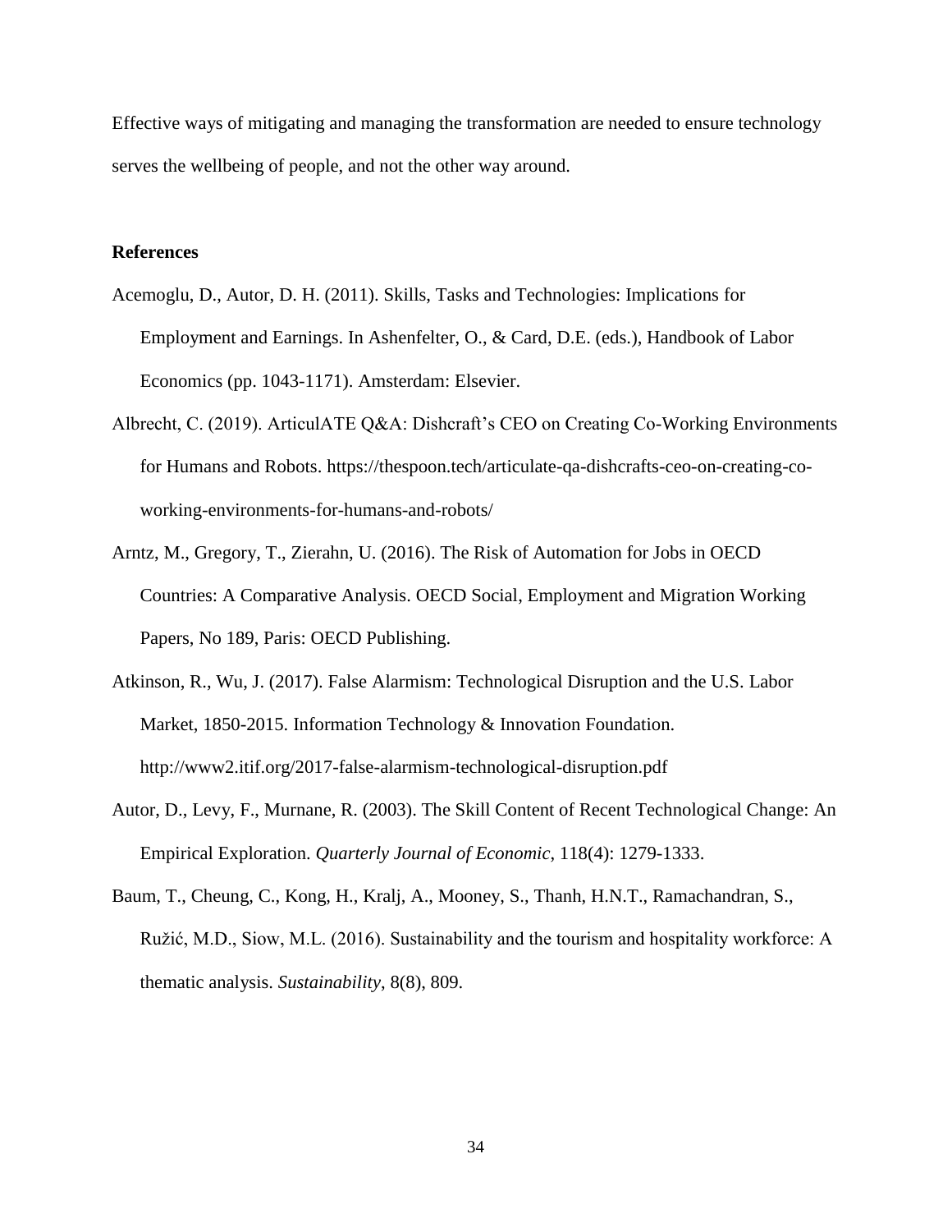Effective ways of mitigating and managing the transformation are needed to ensure technology serves the wellbeing of people, and not the other way around.

## References

Acemoglu, D., Autor, D. H. (2011). Skills, Tasks and Technologies: Implications for Employment and Earnings. In Ashenfelter, O., & Card, D.E. (eds.), Handbook of Labor Economics (pp. 1043-1171). Amsterdam: Elsevier.

Albrecht, C. (2019). ArticulATE Q&A: Dishcraft's CEO on Creating Co-Working Environments for Humans and Robots. https://thespoon.tech/articulate-qa-dishcrafts-ceo-on-creating-co-working-environments-for-humans-and-robots/

Arntz, M., Gregory, T., Zierahn, U. (2016). The Risk of Automation for Jobs in OECD Countries: A Comparative Analysis. OECD Social, Employment and Migration Working Papers, No 189, Paris: OECD Publishing.

Atkinson, R., Wu, J. (2017). False Alarmism: Technological Disruption and the U.S. Labor Market, 1850-2015. Information Technology & Innovation Foundation. http://www2.itif.org/2017-false-alarmism-technological-disruption.pdf

Autor, D., Levy, F., Murnane, R. (2003). The Skill Content of Recent Technological Change: An Empirical Exploration. *Quarterly Journal of Economic*, 118(4): 1279-1333.

Baum, T., Cheung, C., Kong, H., Kralj, A., Mooney, S., Thanh, H.N.T., Ramachandran, S., Ružić, M.D., Siow, M.L. (2016). Sustainability and the tourism and hospitality workforce: A thematic analysis. *Sustainability*, 8(8), 809.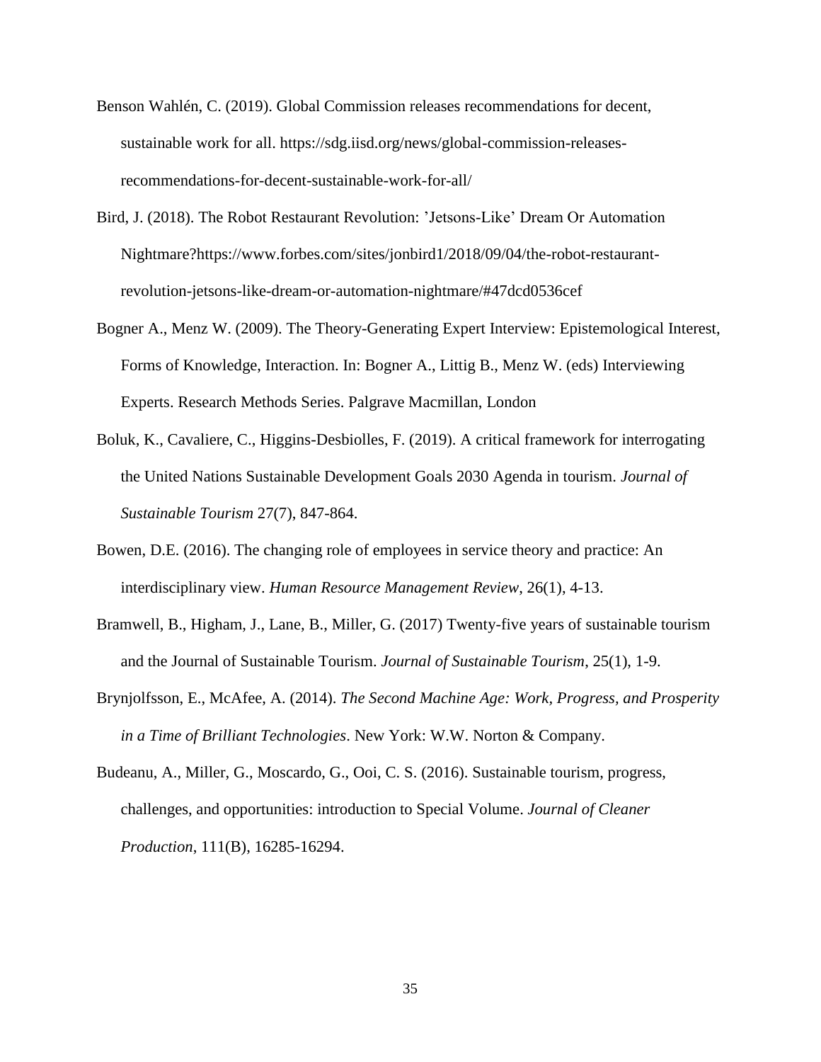Benson Wahlén, C. (2019). Global Commission releases recommendations for decent, sustainable work for all. https://sdg.iisd.org/news/global-commission-releases-recommendations-for-decent-sustainable-work-for-all/

Bird, J. (2018). The Robot Restaurant Revolution: 'Jetsons-Like' Dream Or Automation Nightmare?https://www.forbes.com/sites/jonbird1/2018/09/04/the-robot-restaurant-revolution-jetsons-like-dream-or-automation-nightmare/#47dcd0536cef

Bogner A., Menz W. (2009). The Theory-Generating Expert Interview: Epistemological Interest, Forms of Knowledge, Interaction. In: Bogner A., Littig B., Menz W. (eds) Interviewing Experts. Research Methods Series. Palgrave Macmillan, London

Boluk, K., Cavaliere, C., Higgins-Desbiolles, F. (2019). A critical framework for interrogating the United Nations Sustainable Development Goals 2030 Agenda in tourism. *Journal of Sustainable Tourism* 27(7), 847-864.

Bowen, D.E. (2016). The changing role of employees in service theory and practice: An interdisciplinary view. *Human Resource Management Review*, 26(1), 4-13.

Bramwell, B., Higham, J., Lane, B., Miller, G. (2017) Twenty-five years of sustainable tourism and the Journal of Sustainable Tourism. *Journal of Sustainable Tourism*, 25(1), 1-9.

Brynjolfsson, E., McAfee, A. (2014). *The Second Machine Age: Work, Progress, and Prosperity in a Time of Brilliant Technologies*. New York: W.W. Norton & Company.

Budeanu, A., Miller, G., Moscardo, G., Ooi, C. S. (2016). Sustainable tourism, progress, challenges, and opportunities: introduction to Special Volume. *Journal of Cleaner Production*, 111(B), 16285-16294.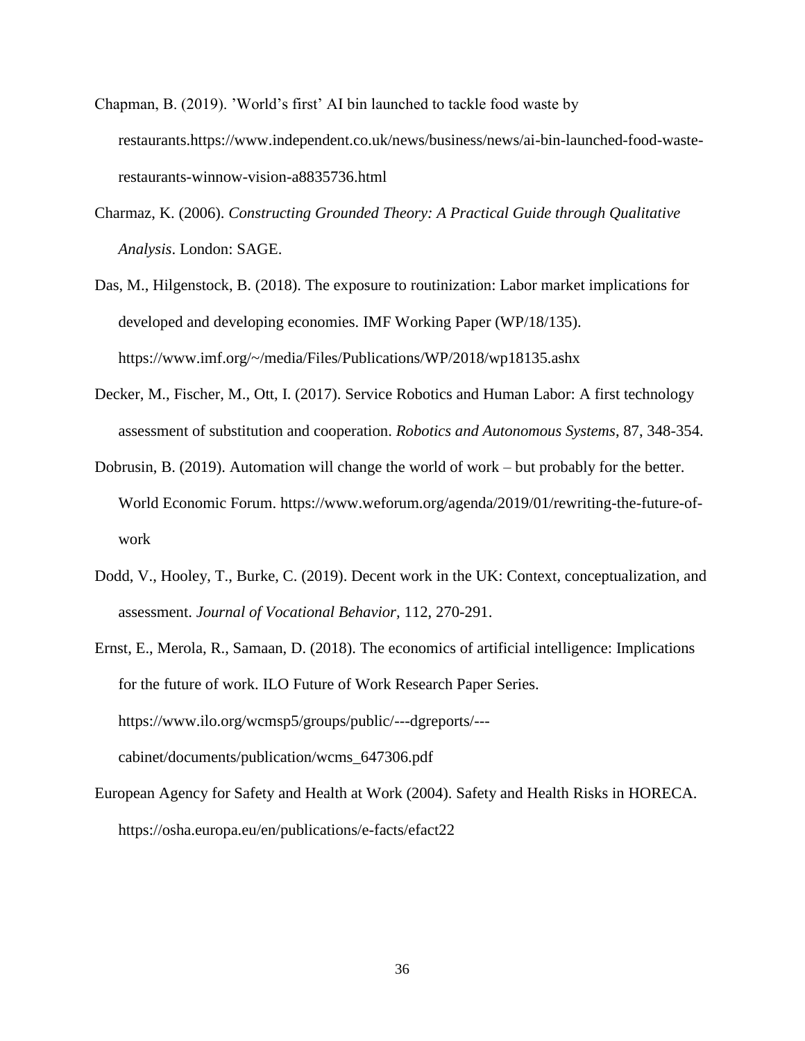Chapman, B. (2019). ’World’s first’ AI bin launched to tackle food waste by restaurants.https://www.independent.co.uk/news/business/news/ai-bin-launched-food-waste-restaurants-winnow-vision-a8835736.html

Charmaz, K. (2006). *Constructing Grounded Theory: A Practical Guide through Qualitative Analysis*. London: SAGE.

Das, M., Hilgenstock, B. (2018). The exposure to routinization: Labor market implications for developed and developing economies. IMF Working Paper (WP/18/135). https://www.imf.org/~/media/Files/Publications/WP/2018/wp18135.ashx

Decker, M., Fischer, M., Ott, I. (2017). Service Robotics and Human Labor: A first technology assessment of substitution and cooperation. *Robotics and Autonomous Systems*, 87, 348-354.

Dobrusin, B. (2019). Automation will change the world of work – but probably for the better. World Economic Forum. https://www.weforum.org/agenda/2019/01/rewriting-the-future-of-work

Dodd, V., Hooley, T., Burke, C. (2019). Decent work in the UK: Context, conceptualization, and assessment. *Journal of Vocational Behavior*, 112, 270-291.

Ernst, E., Merola, R., Samaan, D. (2018). The economics of artificial intelligence: Implications for the future of work. ILO Future of Work Research Paper Series. https://www.ilo.org/wcmsp5/groups/public/---dgreports/---cabinet/documents/publication/wcms_647306.pdf

European Agency for Safety and Health at Work (2004). Safety and Health Risks in HORECA. https://osha.europa.eu/en/publications/e-facts/efact22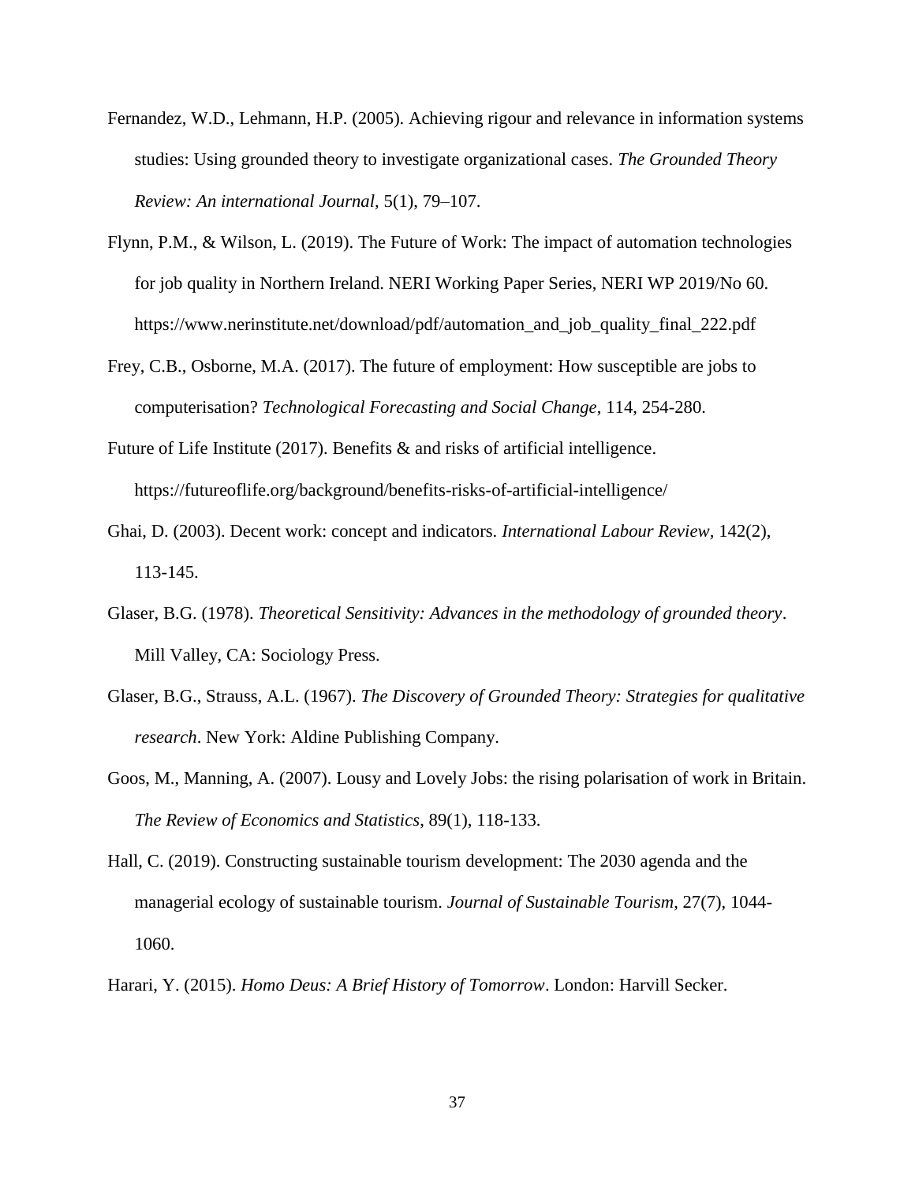Fernandez, W.D., Lehmann, H.P. (2005). Achieving rigour and relevance in information systems studies: Using grounded theory to investigate organizational cases. *The Grounded Theory Review: An international Journal*, 5(1), 79–107.

Flynn, P.M., & Wilson, L. (2019). The Future of Work: The impact of automation technologies for job quality in Northern Ireland. NERI Working Paper Series, NERI WP 2019/No 60. https://www.nerinstitute.net/download/pdf/automation_and_job_quality_final_222.pdf

Frey, C.B., Osborne, M.A. (2017). The future of employment: How susceptible are jobs to computerisation? *Technological Forecasting and Social Change*, 114, 254-280.

Future of Life Institute (2017). Benefits & and risks of artificial intelligence. https://futureoflife.org/background/benefits-risks-of-artificial-intelligence/

Ghai, D. (2003). Decent work: concept and indicators. *International Labour Review*, 142(2), 113-145.

Glaser, B.G. (1978). *Theoretical Sensitivity: Advances in the methodology of grounded theory*. Mill Valley, CA: Sociology Press.

Glaser, B.G., Strauss, A.L. (1967). *The Discovery of Grounded Theory: Strategies for qualitative research*. New York: Aldine Publishing Company.

Goos, M., Manning, A. (2007). Lousy and Lovely Jobs: the rising polarisation of work in Britain. *The Review of Economics and Statistics*, 89(1), 118-133.

Hall, C. (2019). Constructing sustainable tourism development: The 2030 agenda and the managerial ecology of sustainable tourism. *Journal of Sustainable Tourism*, 27(7), 1044-1060.

Harari, Y. (2015). *Homo Deus: A Brief History of Tomorrow*. London: Harvill Secker.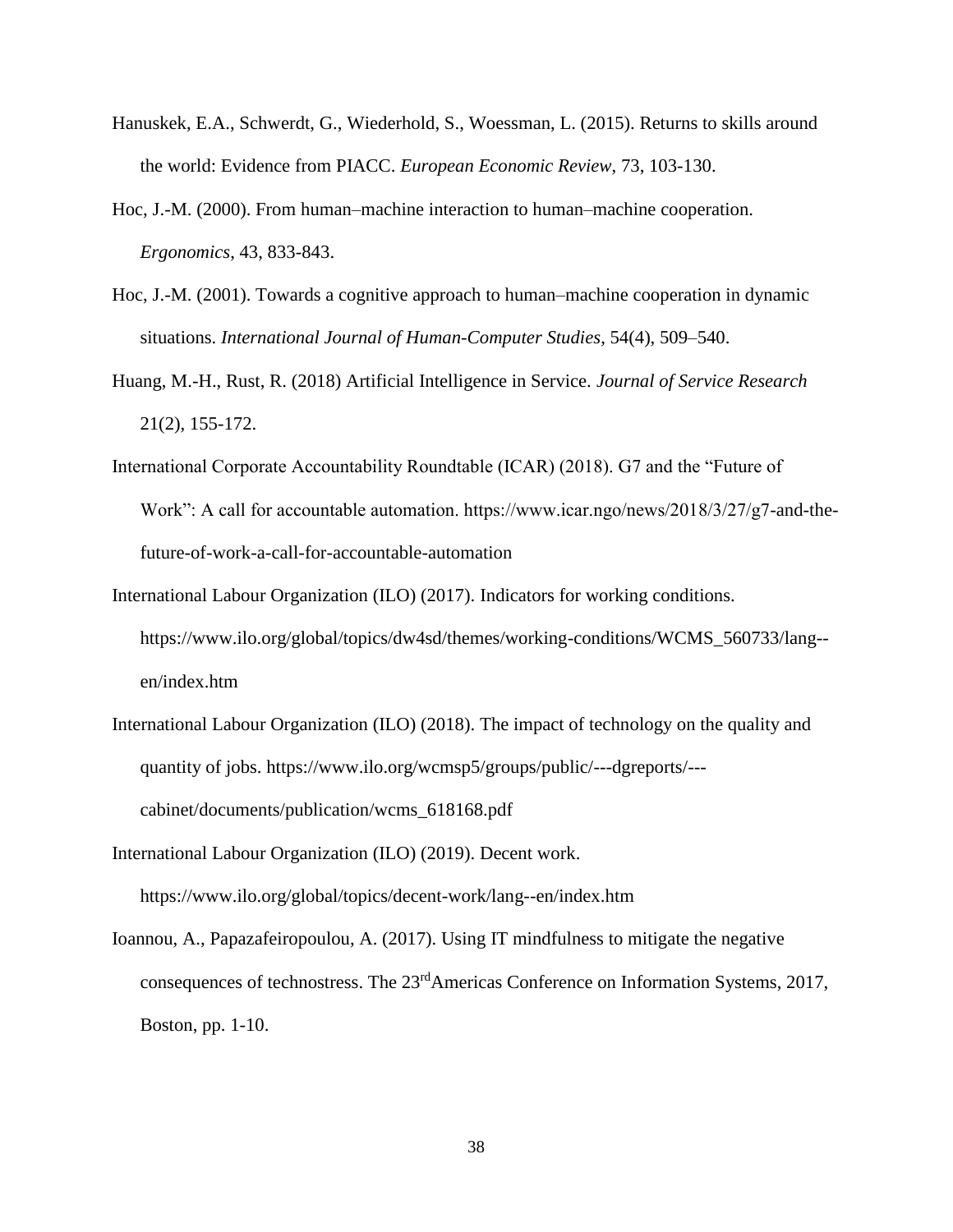Hanuskek, E.A., Schwerdt, G., Wiederhold, S., Woessman, L. (2015). Returns to skills around the world: Evidence from PIACC. *European Economic Review*, 73, 103-130.

Hoc, J.-M. (2000). From human–machine interaction to human–machine cooperation. *Ergonomics*, 43, 833-843.

Hoc, J.-M. (2001). Towards a cognitive approach to human–machine cooperation in dynamic situations. *International Journal of Human-Computer Studies*, 54(4), 509–540.

Huang, M.-H., Rust, R. (2018) Artificial Intelligence in Service. *Journal of Service Research* 21(2), 155-172.

International Corporate Accountability Roundtable (ICAR) (2018). G7 and the "Future of Work": A call for accountable automation. https://www.icar.ngo/news/2018/3/27/g7-and-the-future-of-work-a-call-for-accountable-automation

International Labour Organization (ILO) (2017). Indicators for working conditions. https://www.ilo.org/global/topics/dw4sd/themes/working-conditions/WCMS_560733/lang--en/index.htm

International Labour Organization (ILO) (2018). The impact of technology on the quality and quantity of jobs. https://www.ilo.org/wcmsp5/groups/public/---dgreports/---cabinet/documents/publication/wcms_618168.pdf

International Labour Organization (ILO) (2019). Decent work. https://www.ilo.org/global/topics/decent-work/lang--en/index.htm

Ioannou, A., Papazafeiropoulou, A. (2017). Using IT mindfulness to mitigate the negative consequences of technostress. The 23rd Americas Conference on Information Systems, 2017, Boston, pp. 1-10.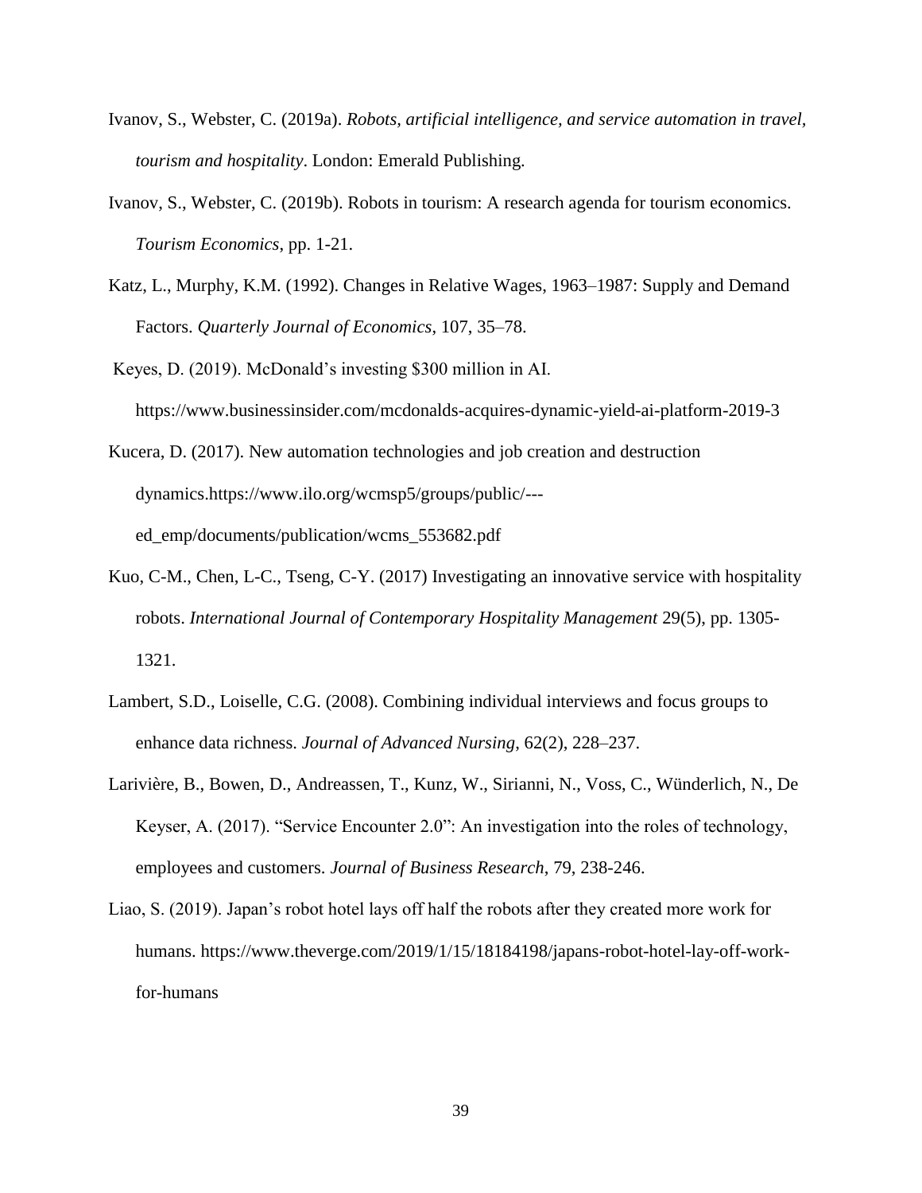Ivanov, S., Webster, C. (2019a). *Robots, artificial intelligence, and service automation in travel, tourism and hospitality*. London: Emerald Publishing.

Ivanov, S., Webster, C. (2019b). Robots in tourism: A research agenda for tourism economics. *Tourism Economics*, pp. 1-21.

Katz, L., Murphy, K.M. (1992). Changes in Relative Wages, 1963–1987: Supply and Demand Factors. *Quarterly Journal of Economics*, 107, 35–78.

Keyes, D. (2019). McDonald's investing $300 million in AI. https://www.businessinsider.com/mcdonalds-acquires-dynamic-yield-ai-platform-2019-3

Kucera, D. (2017). New automation technologies and job creation and destruction dynamics.https://www.ilo.org/wcmsp5/groups/public/---ed_emp/documents/publication/wcms_553682.pdf

Kuo, C-M., Chen, L-C., Tseng, C-Y. (2017) Investigating an innovative service with hospitality robots. *International Journal of Contemporary Hospitality Management* 29(5), pp. 1305-1321.

Lambert, S.D., Loiselle, C.G. (2008). Combining individual interviews and focus groups to enhance data richness. *Journal of Advanced Nursing*, 62(2), 228–237.

Larivière, B., Bowen, D., Andreassen, T., Kunz, W., Sirianni, N., Voss, C., Wünderlich, N., De Keyser, A. (2017). "Service Encounter 2.0": An investigation into the roles of technology, employees and customers. *Journal of Business Research*, 79, 238-246.

Liao, S. (2019). Japan's robot hotel lays off half the robots after they created more work for humans. https://www.theverge.com/2019/1/15/18184198/japans-robot-hotel-lay-off-work-for-humans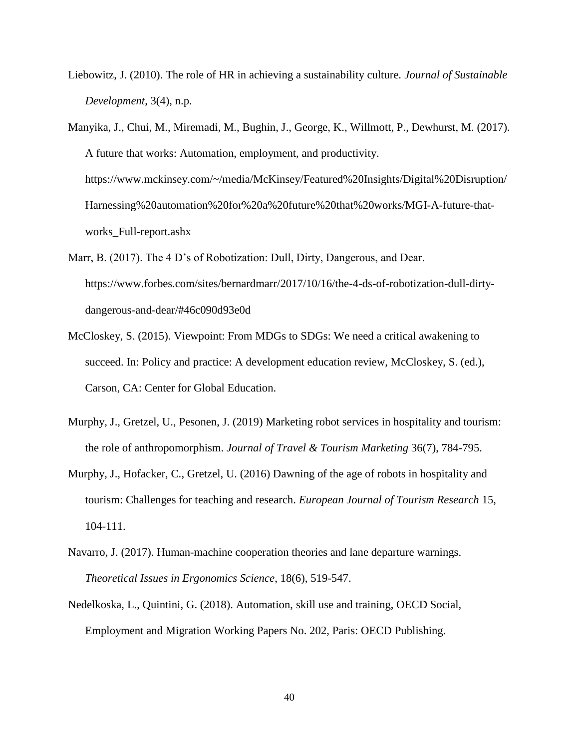Liebowitz, J. (2010). The role of HR in achieving a sustainability culture. *Journal of Sustainable Development*, 3(4), n.p.

Manyika, J., Chui, M., Miremadi, M., Bughin, J., George, K., Willmott, P., Dewhurst, M. (2017). A future that works: Automation, employment, and productivity. https://www.mckinsey.com/~/media/McKinsey/Featured%20Insights/Digital%20Disruption/Harnessing%20automation%20for%20a%20future%20that%20works/MGI-A-future-that-works_Full-report.ashx

Marr, B. (2017). The 4 D's of Robotization: Dull, Dirty, Dangerous, and Dear. https://www.forbes.com/sites/bernardmarr/2017/10/16/the-4-ds-of-robotization-dull-dirty-dangerous-and-dear/#46c090d93e0d

McCloskey, S. (2015). Viewpoint: From MDGs to SDGs: We need a critical awakening to succeed. In: Policy and practice: A development education review, McCloskey, S. (ed.), Carson, CA: Center for Global Education.

Murphy, J., Gretzel, U., Pesonen, J. (2019) Marketing robot services in hospitality and tourism: the role of anthropomorphism. *Journal of Travel & Tourism Marketing* 36(7), 784-795.

Murphy, J., Hofacker, C., Gretzel, U. (2016) Dawning of the age of robots in hospitality and tourism: Challenges for teaching and research. *European Journal of Tourism Research* 15, 104-111.

Navarro, J. (2017). Human-machine cooperation theories and lane departure warnings. *Theoretical Issues in Ergonomics Science*, 18(6), 519-547.

Nedelkoska, L., Quintini, G. (2018). Automation, skill use and training, OECD Social, Employment and Migration Working Papers No. 202, Paris: OECD Publishing.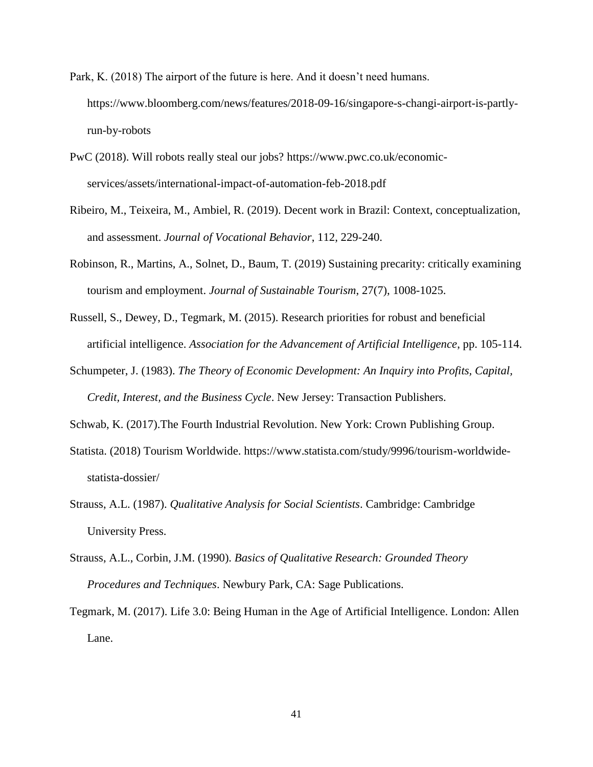Park, K. (2018) The airport of the future is here. And it doesn't need humans. https://www.bloomberg.com/news/features/2018-09-16/singapore-s-changi-airport-is-partly-run-by-robots

PwC (2018). Will robots really steal our jobs? https://www.pwc.co.uk/economic-services/assets/international-impact-of-automation-feb-2018.pdf

Ribeiro, M., Teixeira, M., Ambiel, R. (2019). Decent work in Brazil: Context, conceptualization, and assessment. *Journal of Vocational Behavior*, 112, 229-240.

Robinson, R., Martins, A., Solnet, D., Baum, T. (2019) Sustaining precarity: critically examining tourism and employment. *Journal of Sustainable Tourism*, 27(7), 1008-1025.

Russell, S., Dewey, D., Tegmark, M. (2015). Research priorities for robust and beneficial artificial intelligence. *Association for the Advancement of Artificial Intelligence*, pp. 105-114.

Schumpeter, J. (1983). *The Theory of Economic Development: An Inquiry into Profits, Capital, Credit, Interest, and the Business Cycle*. New Jersey: Transaction Publishers.

Schwab, K. (2017).The Fourth Industrial Revolution. New York: Crown Publishing Group.

Statista. (2018) Tourism Worldwide. https://www.statista.com/study/9996/tourism-worldwide-statista-dossier/

Strauss, A.L. (1987). *Qualitative Analysis for Social Scientists*. Cambridge: Cambridge University Press.

Strauss, A.L., Corbin, J.M. (1990). *Basics of Qualitative Research: Grounded Theory Procedures and Techniques*. Newbury Park, CA: Sage Publications.

Tegmark, M. (2017). Life 3.0: Being Human in the Age of Artificial Intelligence. London: Allen Lane.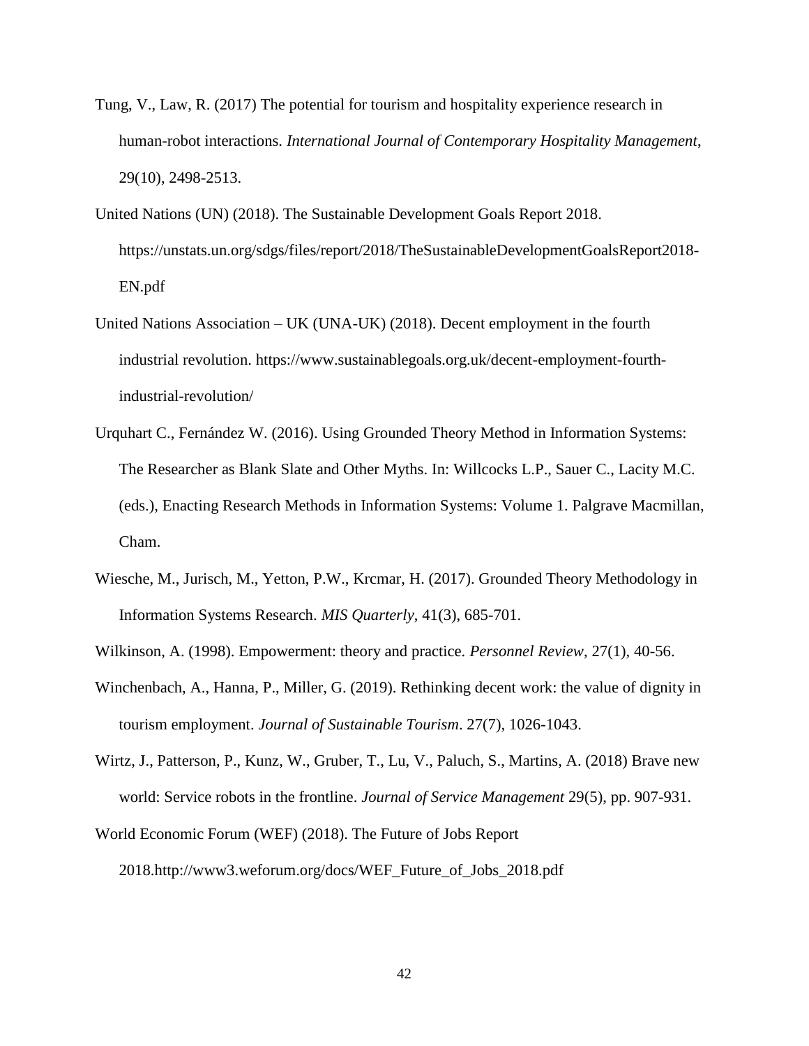Tung, V., Law, R. (2017) The potential for tourism and hospitality experience research in human-robot interactions. *International Journal of Contemporary Hospitality Management*, 29(10), 2498-2513.

United Nations (UN) (2018). The Sustainable Development Goals Report 2018. https://unstats.un.org/sdgs/files/report/2018/TheSustainableDevelopmentGoalsReport2018-EN.pdf

United Nations Association – UK (UNA-UK) (2018). Decent employment in the fourth industrial revolution. https://www.sustainablegoals.org.uk/decent-employment-fourth-industrial-revolution/

Urquhart C., Fernández W. (2016). Using Grounded Theory Method in Information Systems: The Researcher as Blank Slate and Other Myths. In: Willcocks L.P., Sauer C., Lacity M.C. (eds.), Enacting Research Methods in Information Systems: Volume 1. Palgrave Macmillan, Cham.

Wiesche, M., Jurisch, M., Yetton, P.W., Krcmar, H. (2017). Grounded Theory Methodology in Information Systems Research. *MIS Quarterly*, 41(3), 685-701.

Wilkinson, A. (1998). Empowerment: theory and practice. *Personnel Review*, 27(1), 40-56.

Winchenbach, A., Hanna, P., Miller, G. (2019). Rethinking decent work: the value of dignity in tourism employment. *Journal of Sustainable Tourism*. 27(7), 1026-1043.

Wirtz, J., Patterson, P., Kunz, W., Gruber, T., Lu, V., Paluch, S., Martins, A. (2018) Brave new world: Service robots in the frontline. *Journal of Service Management* 29(5), pp. 907-931.

World Economic Forum (WEF) (2018). The Future of Jobs Report 2018.http://www3.weforum.org/docs/WEF_Future_of_Jobs_2018.pdf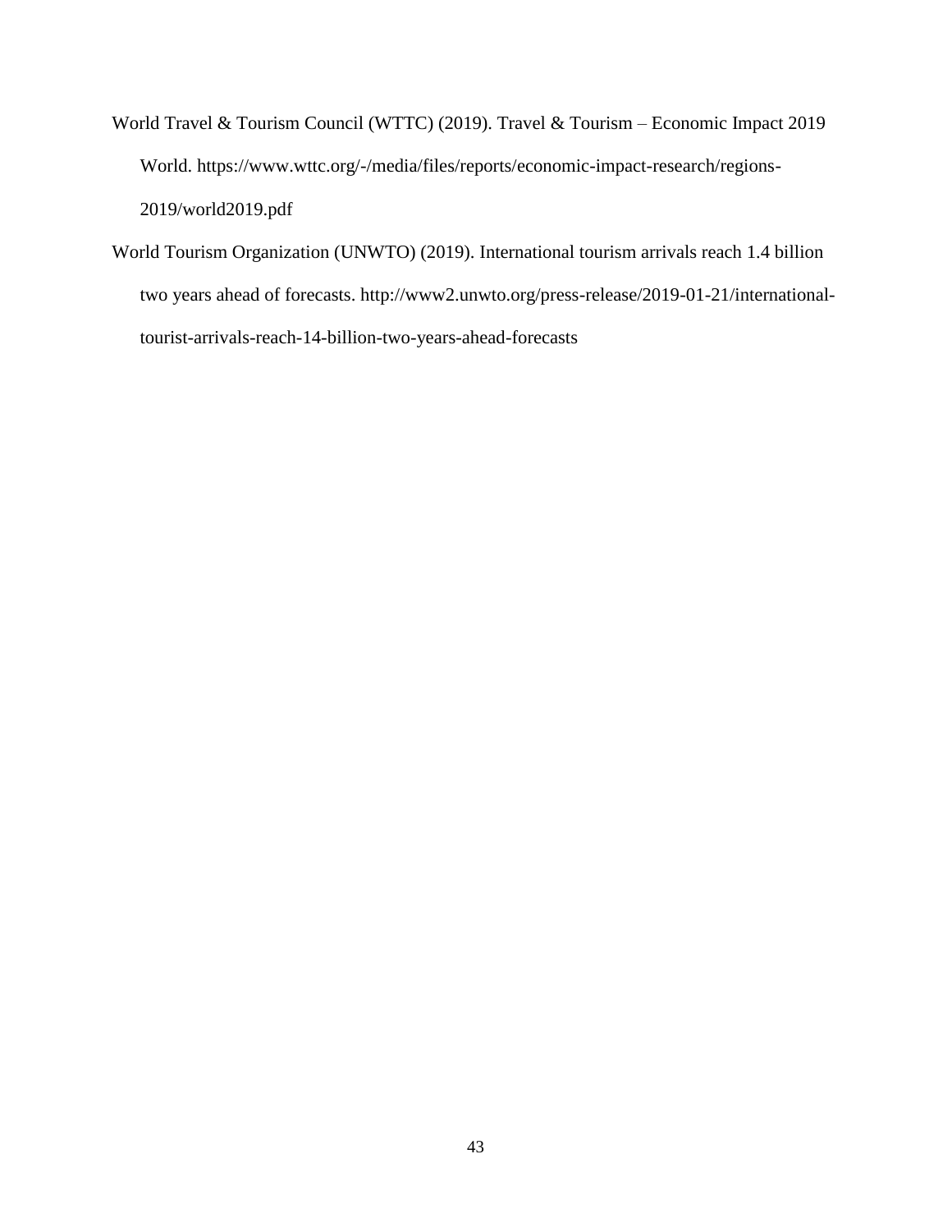World Travel & Tourism Council (WTTC) (2019). Travel & Tourism – Economic Impact 2019 World. https://www.wttc.org/-/media/files/reports/economic-impact-research/regions-2019/world2019.pdf

World Tourism Organization (UNWTO) (2019). International tourism arrivals reach 1.4 billion two years ahead of forecasts. http://www2.unwto.org/press-release/2019-01-21/international-tourist-arrivals-reach-14-billion-two-years-ahead-forecasts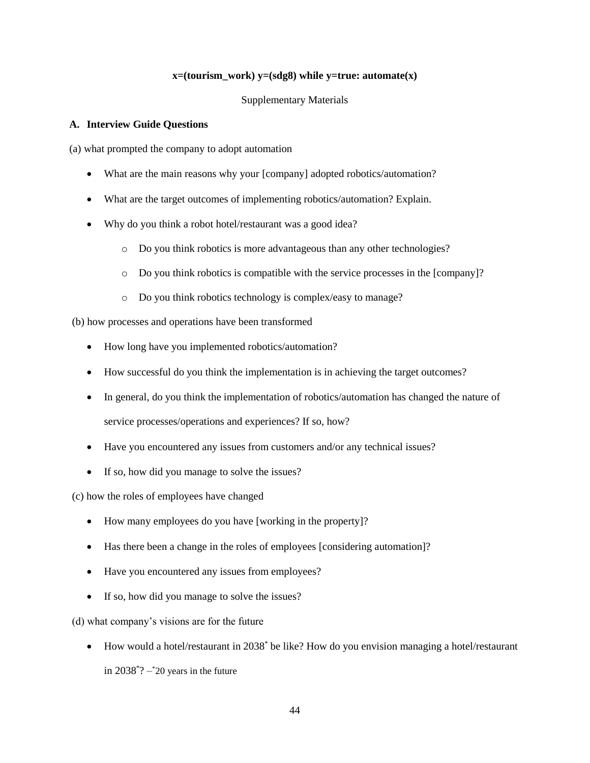**x=(tourism_work) y=(sdg8) while y=true: automate(x)**

Supplementary Materials

## A. Interview Guide Questions

(a) what prompted the company to adopt automation

- What are the main reasons why your [company] adopted robotics/automation?
- What are the target outcomes of implementing robotics/automation? Explain.
- Why do you think a robot hotel/restaurant was a good idea?
    - Do you think robotics is more advantageous than any other technologies?
    - Do you think robotics is compatible with the service processes in the [company]?
    - Do you think robotics technology is complex/easy to manage?

(b) how processes and operations have been transformed

- How long have you implemented robotics/automation?
- How successful do you think the implementation is in achieving the target outcomes?
- In general, do you think the implementation of robotics/automation has changed the nature of service processes/operations and experiences? If so, how?
- Have you encountered any issues from customers and/or any technical issues?
- If so, how did you manage to solve the issues?

(c) how the roles of employees have changed

- How many employees do you have [working in the property]?
- Has there been a change in the roles of employees [considering automation]?
- Have you encountered any issues from employees?
- If so, how did you manage to solve the issues?

(d) what company's visions are for the future

- How would a hotel/restaurant in 2038* be like? How do you envision managing a hotel/restaurant in 2038*? –*20 years in the future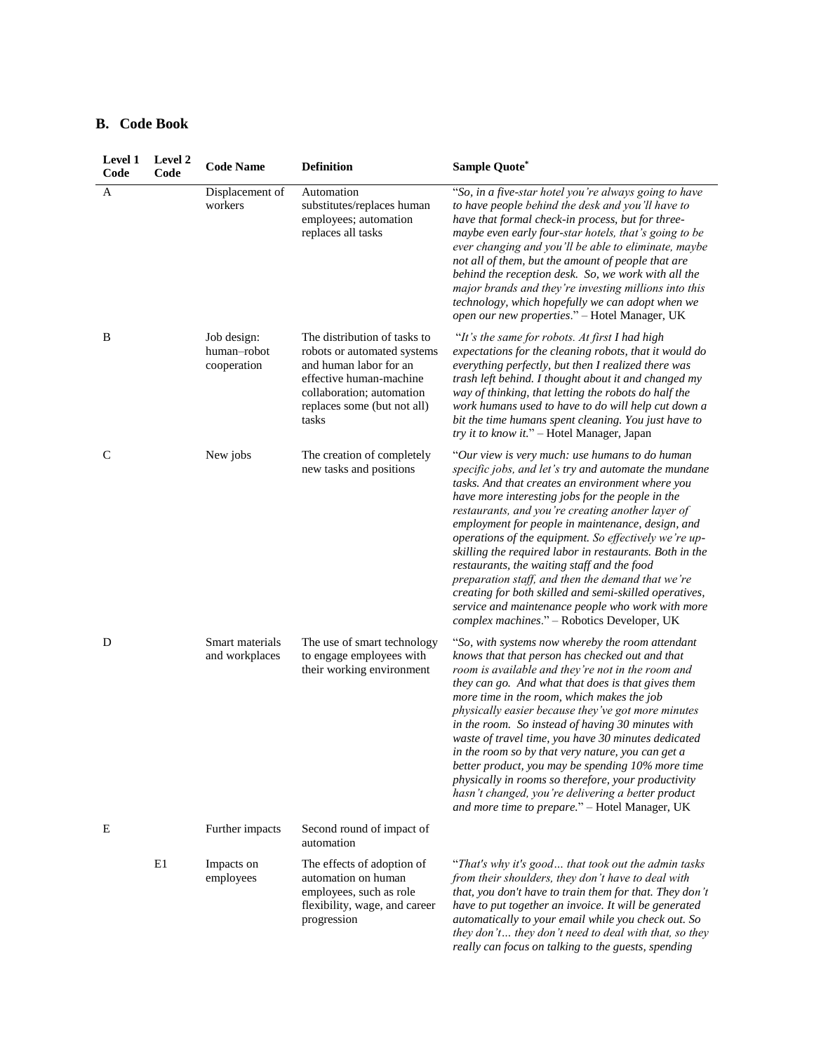## B. Code Book

| Level 1 Code | Level 2 Code | Code Name | Definition | Sample Quote* |
|---|---|---|---|---|
| A | | Displacement of workers | Automation substitutes/replaces human employees; automation replaces all tasks | "*So, in a five-star hotel you're always going to have to have people behind the desk and you'll have to have that formal check-in process, but for three-maybe even early four-star hotels, that's going to be ever changing and you'll be able to eliminate, maybe not all of them, but the amount of people that are behind the reception desk. So, we work with all the major brands and they're investing millions into this technology, which hopefully we can adopt when we open our new properties*." – Hotel Manager, UK |
| B | | Job design: human–robot cooperation | The distribution of tasks to robots or automated systems and human labor for an effective human-machine collaboration; automation replaces some (but not all) tasks | "*It's the same for robots. At first I had high expectations for the cleaning robots, that it would do everything perfectly, but then I realized there was trash left behind. I thought about it and changed my way of thinking, that letting the robots do half the work humans used to have to do will help cut down a bit the time humans spent cleaning. You just have to try it to know it.*" – Hotel Manager, Japan |
| C | | New jobs | The creation of completely new tasks and positions | "*Our view is very much: use humans to do human specific jobs, and let's try and automate the mundane tasks. And that creates an environment where you have more interesting jobs for the people in the restaurants, and you're creating another layer of employment for people in maintenance, design, and operations of the equipment. So effectively we're up-skilling the required labor in restaurants. Both in the restaurants, the waiting staff and the food preparation staff, and then the demand that we're creating for both skilled and semi-skilled operatives, service and maintenance people who work with more complex machines*." – Robotics Developer, UK |
| D | | Smart materials and workplaces | The use of smart technology to engage employees with their working environment | "*So, with systems now whereby the room attendant knows that that person has checked out and that room is available and they're not in the room and they can go. And what that does is that gives them more time in the room, which makes the job physically easier because they've got more minutes in the room. So instead of having 30 minutes with waste of travel time, you have 30 minutes dedicated in the room so by that very nature, you can get a better product, you may be spending 10% more time physically in rooms so therefore, your productivity hasn't changed, you're delivering a better product and more time to prepare.*" – Hotel Manager, UK |
| E | | Further impacts | Second round of impact of automation | |
| | E1 | Impacts on employees | The effects of adoption of automation on human employees, such as role flexibility, wage, and career progression | "*That's why it's good… that took out the admin tasks from their shoulders, they don't have to deal with that, you don't have to train them for that. They don't have to put together an invoice. It will be generated automatically to your email while you check out. So they don't… they don't need to deal with that, so they really can focus on talking to the guests, spending* |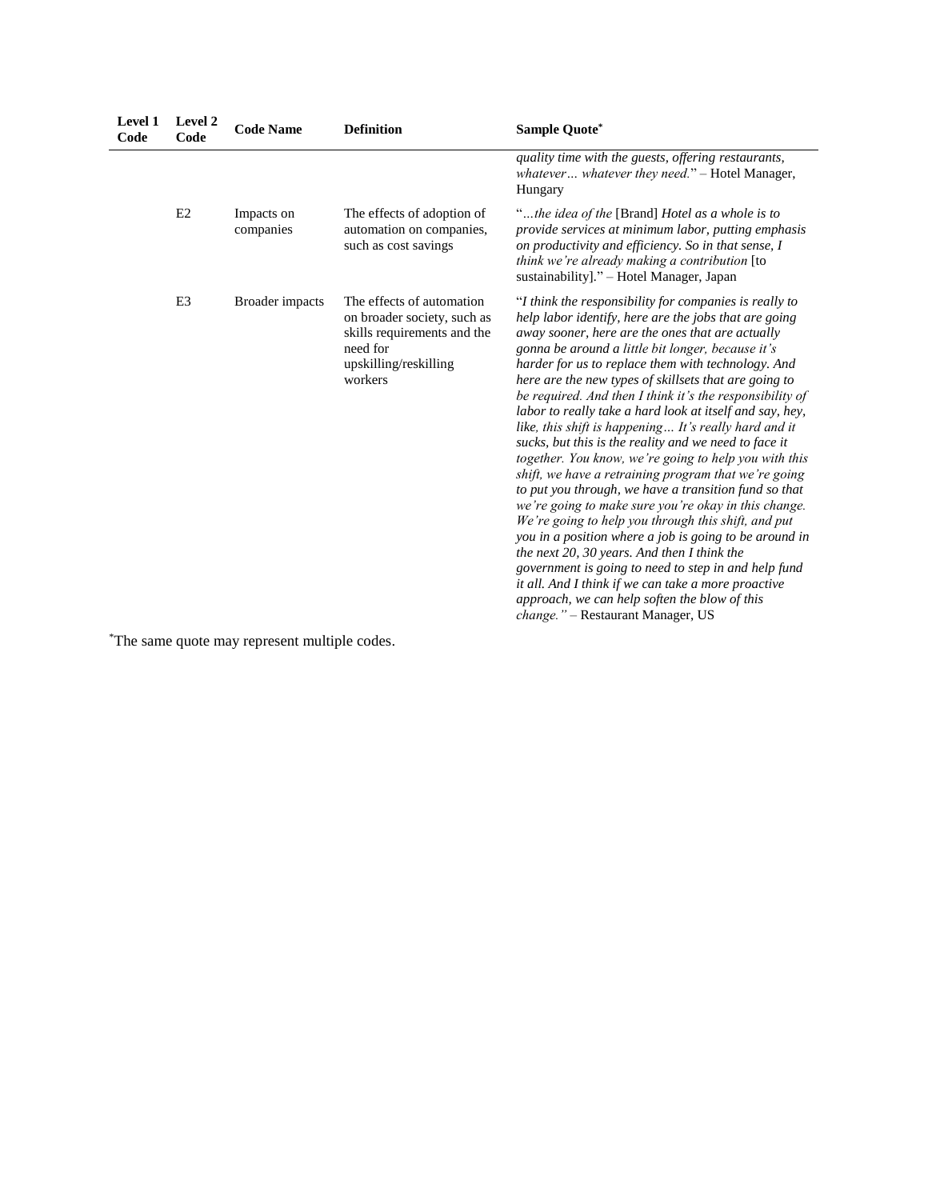| Level 1 Code | Level 2 Code | Code Name | Definition | Sample Quote* |
|---|---|---|---|---|
| | | | | *quality time with the guests, offering restaurants, whatever… whatever they need.*" – Hotel Manager, Hungary |
| | E2 | Impacts on companies | The effects of adoption of automation on companies, such as cost savings | "*…the idea of the* [Brand] *Hotel as a whole is to provide services at minimum labor, putting emphasis on productivity and efficiency. So in that sense, I think we're already making a contribution* [to sustainability]." – Hotel Manager, Japan |
| | E3 | Broader impacts | The effects of automation on broader society, such as skills requirements and the need for upskilling/reskilling workers | "*I think the responsibility for companies is really to help labor identify, here are the jobs that are going away sooner, here are the ones that are actually gonna be around a little bit longer, because it's harder for us to replace them with technology. And here are the new types of skillsets that are going to be required. And then I think it's the responsibility of labor to really take a hard look at itself and say, hey, like, this shift is happening… It's really hard and it sucks, but this is the reality and we need to face it together. You know, we're going to help you with this shift, we have a retraining program that we're going to put you through, we have a transition fund so that we're going to make sure you're okay in this change. We're going to help you through this shift, and put you in a position where a job is going to be around in the next 20, 30 years. And then I think the government is going to need to step in and help fund it all. And I think if we can take a more proactive approach, we can help soften the blow of this change.*" – Restaurant Manager, US |

*The same quote may represent multiple codes.